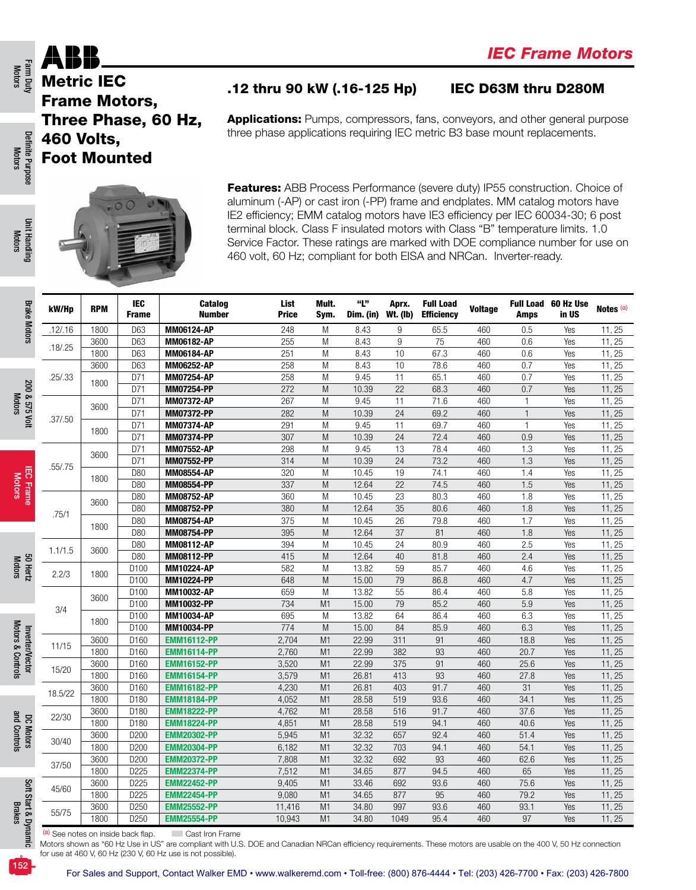# IEC Frame Motors

## Metric IEC Frame Motors, Three Phase, 60 Hz, 460 Volts, Foot Mounted

### .12 thru 90 kW (.16-125 Hp) IEC D63M thru D280M

**Applications:** Pumps, compressors, fans, conveyors, and other general purpose three phase applications requiring IEC metric B3 base mount replacements.

**Features:** ABB Process Performance (severe duty) IP55 construction. Choice of aluminum (-AP) or cast iron (-PP) frame and endplates. MM catalog motors have IE2 efficiency; EMM catalog motors have IE3 efficiency per IEC 60034-30; 6 post terminal block. Class F insulated motors with Class "B" temperature limits. 1.0 Service Factor. These ratings are marked with DOE compliance number for use on 460 volt, 60 Hz; compliant for both EISA and NRCan. Inverter-ready.

| kW/Hp | RPM | IEC Frame | Catalog Number | List Price | Mult. Sym. | "L" Dim. (in) | Aprx. Wt. (lb) | Full Load Efficiency | Voltage | Full Load Amps | 60 Hz Use in US | Notes [a] |
|---|---|---|---|---|---|---|---|---|---|---|---|---|
| .12/.16 | 1800 | D63 | **MM06124-AP** | 248 | M | 8.43 | 9 | 65.5 | 460 | 0.5 | Yes | 11, 25 |
| .18/.25 | 3600 | D63 | **MM06182-AP** | 255 | M | 8.43 | 9 | 75 | 460 | 0.6 | Yes | 11, 25 |
| | 1800 | D63 | **MM06184-AP** | 251 | M | 8.43 | 10 | 67.3 | 460 | 0.6 | Yes | 11, 25 |
| .25/.33 | 3600 | D63 | **MM06252-AP** | 258 | M | 8.43 | 10 | 78.6 | 460 | 0.7 | Yes | 11, 25 |
| | 1800 | D71 | **MM07254-AP** | 258 | M | 9.45 | 11 | 65.1 | 460 | 0.7 | Yes | 11, 25 |
| | | D71 | **MM07254-PP** | 272 | M | 10.39 | 22 | 68.3 | 460 | 0.7 | Yes | 11, 25 |
| .37/.50 | 3600 | D71 | **MM07372-AP** | 267 | M | 9.45 | 11 | 71.6 | 460 | 1 | Yes | 11, 25 |
| | | D71 | **MM07372-PP** | 282 | M | 10.39 | 24 | 69.2 | 460 | 1 | Yes | 11, 25 |
| | 1800 | D71 | **MM07374-AP** | 291 | M | 9.45 | 11 | 69.7 | 460 | 1 | Yes | 11, 25 |
| | | D71 | **MM07374-PP** | 307 | M | 10.39 | 24 | 72.4 | 460 | 0.9 | Yes | 11, 25 |
| .55/.75 | 3600 | D71 | **MM07552-AP** | 298 | M | 9.45 | 13 | 78.4 | 460 | 1.3 | Yes | 11, 25 |
| | | D71 | **MM07552-PP** | 314 | M | 10.39 | 24 | 73.2 | 460 | 1.3 | Yes | 11, 25 |
| | 1800 | D80 | **MM08554-AP** | 320 | M | 10.45 | 19 | 74.1 | 460 | 1.4 | Yes | 11, 25 |
| | | D80 | **MM08554-PP** | 337 | M | 12.64 | 22 | 74.5 | 460 | 1.5 | Yes | 11, 25 |
| .75/1 | 3600 | D80 | **MM08752-AP** | 360 | M | 10.45 | 23 | 80.3 | 460 | 1.8 | Yes | 11, 25 |
| | | D80 | **MM08752-PP** | 380 | M | 12.64 | 35 | 80.6 | 460 | 1.8 | Yes | 11, 25 |
| | 1800 | D80 | **MM08754-AP** | 375 | M | 10.45 | 26 | 79.8 | 460 | 1.7 | Yes | 11, 25 |
| | | D80 | **MM08754-PP** | 395 | M | 12.64 | 37 | 81 | 460 | 1.8 | Yes | 11, 25 |
| 1.1/1.5 | 3600 | D80 | **MM08112-AP** | 394 | M | 10.45 | 24 | 80.9 | 460 | 2.5 | Yes | 11, 25 |
| | | D80 | **MM08112-PP** | 415 | M | 12.64 | 40 | 81.8 | 460 | 2.4 | Yes | 11, 25 |
| 2.2/3 | 1800 | D100 | **MM10224-AP** | 582 | M | 13.82 | 59 | 85.7 | 460 | 4.6 | Yes | 11, 25 |
| | | D100 | **MM10224-PP** | 648 | M | 15.00 | 79 | 86.8 | 460 | 4.7 | Yes | 11, 25 |
| 3/4 | 3600 | D100 | **MM10032-AP** | 659 | M | 13.82 | 55 | 86.4 | 460 | 5.8 | Yes | 11, 25 |
| | | D100 | **MM10032-PP** | 734 | M1 | 15.00 | 79 | 85.2 | 460 | 5.9 | Yes | 11, 25 |
| | 1800 | D100 | **MM10034-AP** | 695 | M | 13.82 | 64 | 86.4 | 460 | 6.3 | Yes | 11, 25 |
| | | D100 | **MM10034-PP** | 774 | M | 15.00 | 84 | 85.9 | 460 | 6.3 | Yes | 11, 25 |
| 11/15 | 3600 | D160 | **EMM16112-PP** | 2,704 | M1 | 22.99 | 311 | 91 | 460 | 18.8 | Yes | 11, 25 |
| | 1800 | D160 | **EMM16114-PP** | 2,760 | M1 | 22.99 | 382 | 93 | 460 | 20.7 | Yes | 11, 25 |
| 15/20 | 3600 | D160 | **EMM16152-PP** | 3,520 | M1 | 22.99 | 375 | 91 | 460 | 25.6 | Yes | 11, 25 |
| | 1800 | D160 | **EMM16154-PP** | 3,579 | M1 | 26.81 | 413 | 93 | 460 | 27.8 | Yes | 11, 25 |
| 18.5/22 | 3600 | D160 | **EMM16182-PP** | 4,230 | M1 | 26.81 | 403 | 91.7 | 460 | 31 | Yes | 11, 25 |
| | 1800 | D180 | **EMM18184-PP** | 4,052 | M1 | 28.58 | 519 | 93.6 | 460 | 34.1 | Yes | 11, 25 |
| 22/30 | 3600 | D180 | **EMM18222-PP** | 4,762 | M1 | 28.58 | 516 | 91.7 | 460 | 37.6 | Yes | 11, 25 |
| | 1800 | D180 | **EMM18224-PP** | 4,851 | M1 | 28.58 | 519 | 94.1 | 460 | 40.6 | Yes | 11, 25 |
| 30/40 | 3600 | D200 | **EMM20302-PP** | 5,945 | M1 | 32.32 | 657 | 92.4 | 460 | 51.4 | Yes | 11, 25 |
| | 1800 | D200 | **EMM20304-PP** | 6,182 | M1 | 32.32 | 703 | 94.1 | 460 | 54.1 | Yes | 11, 25 |
| 37/50 | 3600 | D200 | **EMM20372-PP** | 7,808 | M1 | 32.32 | 692 | 93 | 460 | 62.6 | Yes | 11, 25 |
| | 1800 | D225 | **EMM22374-PP** | 7,512 | M1 | 34.65 | 877 | 94.5 | 460 | 65 | Yes | 11, 25 |
| 45/60 | 3600 | D225 | **EMM22452-PP** | 9,405 | M1 | 33.46 | 692 | 93.6 | 460 | 75.6 | Yes | 11, 25 |
| | 1800 | D225 | **EMM22454-PP** | 9,080 | M1 | 34.65 | 877 | 95 | 460 | 79.2 | Yes | 11, 25 |
| 55/75 | 3600 | D250 | **EMM25552-PP** | 11,416 | M1 | 34.80 | 997 | 93.6 | 460 | 93.1 | Yes | 11, 25 |
| | 1800 | D250 | **EMM25554-PP** | 10,943 | M1 | 34.80 | 1049 | 95.4 | 460 | 97 | Yes | 11, 25 |

[a] See notes on inside back flap. Cast Iron Frame

Motors shown as "60 Hz Use in US" are compliant with U.S. DOE and Canadian NRCan efficiency requirements. These motors are usable on the 400 V, 50 Hz connection for use at 460 V, 60 Hz (230 V, 60 Hz use is not possible).

For Sales and Support, Contact Walker EMD • www.walkeremd.com • Toll-free: (800) 876-4444 • Tel: (203) 426-7700 • Fax: (203) 426-7800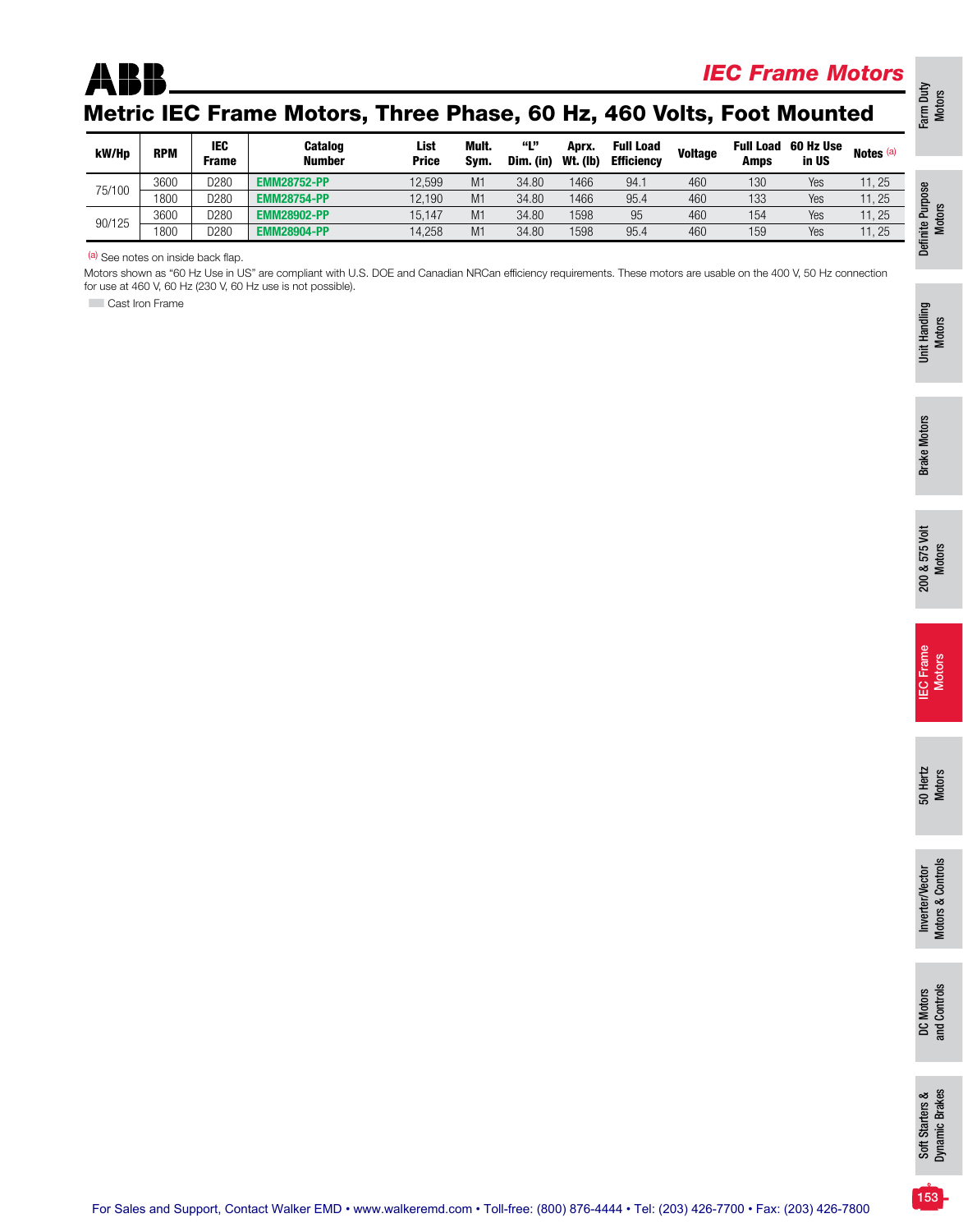# Metric IEC Frame Motors, Three Phase, 60 Hz, 460 Volts, Foot Mounted

| kW/Hp | RPM | IEC Frame | Catalog Number | List Price | Mult. Sym. | "L" Dim. (in) | Aprx. Wt. (lb) | Full Load Efficiency | Voltage | Full Load Amps | 60 Hz Use in US | Notes [a] |
|---|---|---|---|---|---|---|---|---|---|---|---|---|
| 75/100 | 3600 | D280 | EMM28752-PP | 12,599 | M1 | 34.80 | 1466 | 94.1 | 460 | 130 | Yes | 11, 25 |
| | 1800 | D280 | EMM28754-PP | 12,190 | M1 | 34.80 | 1466 | 95.4 | 460 | 133 | Yes | 11, 25 |
| 90/125 | 3600 | D280 | EMM28902-PP | 15,147 | M1 | 34.80 | 1598 | 95 | 460 | 154 | Yes | 11, 25 |
| | 1800 | D280 | EMM28904-PP | 14,258 | M1 | 34.80 | 1598 | 95.4 | 460 | 159 | Yes | 11, 25 |

[a] See notes on inside back flap.

Motors shown as "60 Hz Use in US" are compliant with U.S. DOE and Canadian NRCan efficiency requirements. These motors are usable on the 400 V, 50 Hz connection for use at 460 V, 60 Hz (230 V, 60 Hz use is not possible).

Cast Iron Frame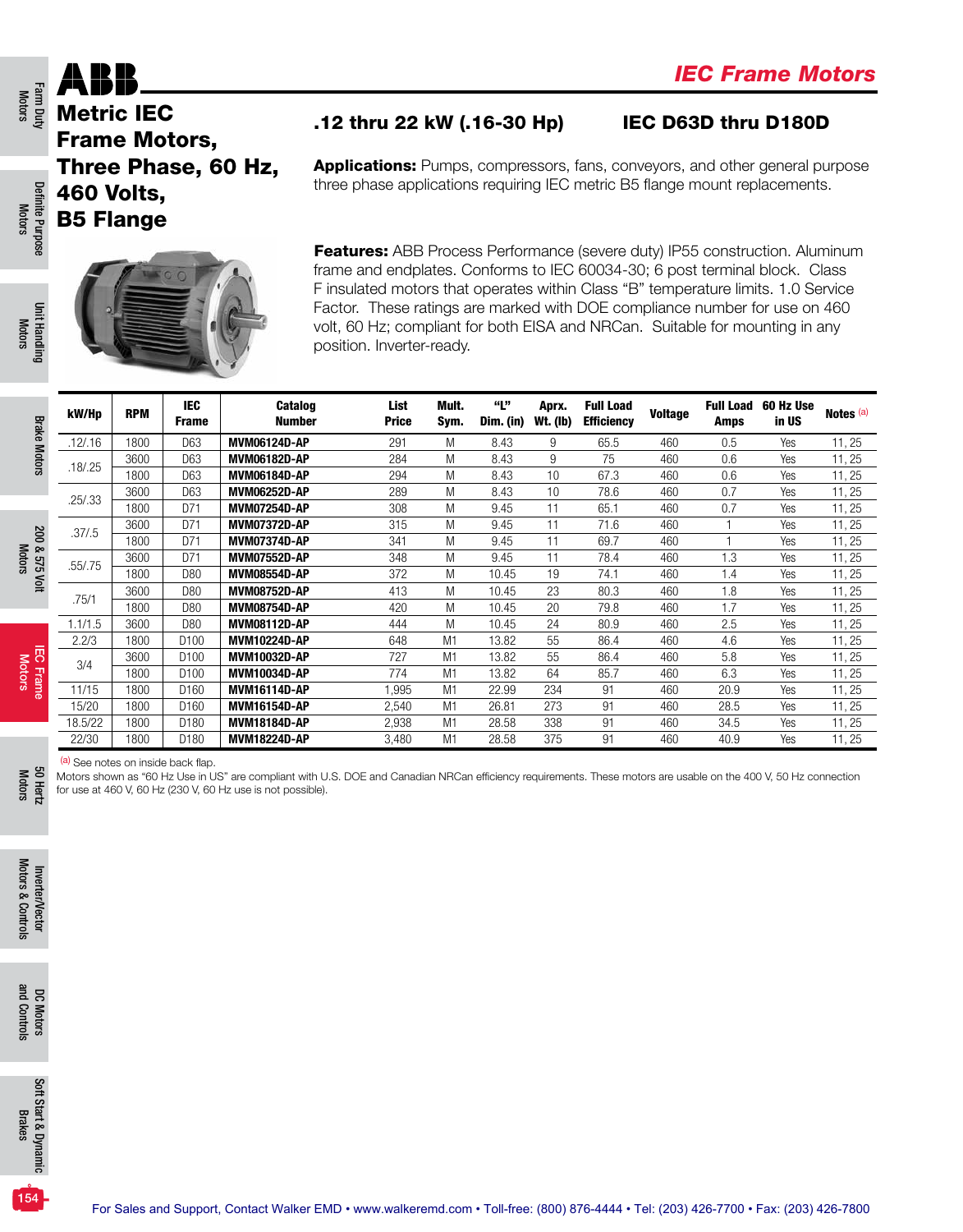# IEC Frame Motors

## Metric IEC Frame Motors, Three Phase, 60 Hz, 460 Volts, B5 Flange

### .12 thru 22 kW (.16-30 Hp) IEC D63D thru D180D

**Applications:** Pumps, compressors, fans, conveyors, and other general purpose three phase applications requiring IEC metric B5 flange mount replacements.

**Features:** ABB Process Performance (severe duty) IP55 construction. Aluminum frame and endplates. Conforms to IEC 60034-30; 6 post terminal block. Class F insulated motors that operates within Class "B" temperature limits. 1.0 Service Factor. These ratings are marked with DOE compliance number for use on 460 volt, 60 Hz; compliant for both EISA and NRCan. Suitable for mounting in any position. Inverter-ready.

| kW/Hp | RPM | IEC Frame | Catalog Number | List Price | Mult. Sym. | "L" Dim. (in) | Aprx. Wt. (lb) | Full Load Efficiency | Voltage | Full Load Amps | 60 Hz Use in US | Notes [a] |
|---|---|---|---|---|---|---|---|---|---|---|---|---|
| .12/.16 | 1800 | D63 | **MVM06124D-AP** | 291 | M | 8.43 | 9 | 65.5 | 460 | 0.5 | Yes | 11, 25 |
| .18/.25 | 3600 | D63 | **MVM06182D-AP** | 284 | M | 8.43 | 9 | 75 | 460 | 0.6 | Yes | 11, 25 |
| | 1800 | D63 | **MVM06184D-AP** | 294 | M | 8.43 | 10 | 67.3 | 460 | 0.6 | Yes | 11, 25 |
| .25/.33 | 3600 | D63 | **MVM06252D-AP** | 289 | M | 8.43 | 10 | 78.6 | 460 | 0.7 | Yes | 11, 25 |
| | 1800 | D71 | **MVM07254D-AP** | 308 | M | 9.45 | 11 | 65.1 | 460 | 0.7 | Yes | 11, 25 |
| .37/.5 | 3600 | D71 | **MVM07372D-AP** | 315 | M | 9.45 | 11 | 71.6 | 460 | 1 | Yes | 11, 25 |
| | 1800 | D71 | **MVM07374D-AP** | 341 | M | 9.45 | 11 | 69.7 | 460 | 1 | Yes | 11, 25 |
| .55/.75 | 3600 | D71 | **MVM07552D-AP** | 348 | M | 9.45 | 11 | 78.4 | 460 | 1.3 | Yes | 11, 25 |
| | 1800 | D80 | **MVM08554D-AP** | 372 | M | 10.45 | 19 | 74.1 | 460 | 1.4 | Yes | 11, 25 |
| .75/1 | 3600 | D80 | **MVM08752D-AP** | 413 | M | 10.45 | 23 | 80.3 | 460 | 1.8 | Yes | 11, 25 |
| | 1800 | D80 | **MVM08754D-AP** | 420 | M | 10.45 | 20 | 79.8 | 460 | 1.7 | Yes | 11, 25 |
| 1.1/1.5 | 3600 | D80 | **MVM08112D-AP** | 444 | M | 10.45 | 24 | 80.9 | 460 | 2.5 | Yes | 11, 25 |
| 2.2/3 | 1800 | D100 | **MVM10224D-AP** | 648 | M1 | 13.82 | 55 | 86.4 | 460 | 4.6 | Yes | 11, 25 |
| 3/4 | 3600 | D100 | **MVM10032D-AP** | 727 | M1 | 13.82 | 55 | 86.4 | 460 | 5.8 | Yes | 11, 25 |
| | 1800 | D100 | **MVM10034D-AP** | 774 | M1 | 13.82 | 64 | 85.7 | 460 | 6.3 | Yes | 11, 25 |
| 11/15 | 1800 | D160 | **MVM16114D-AP** | 1,995 | M1 | 22.99 | 234 | 91 | 460 | 20.9 | Yes | 11, 25 |
| 15/20 | 1800 | D160 | **MVM16154D-AP** | 2,540 | M1 | 26.81 | 273 | 91 | 460 | 28.5 | Yes | 11, 25 |
| 18.5/22 | 1800 | D180 | **MVM18184D-AP** | 2,938 | M1 | 28.58 | 338 | 91 | 460 | 34.5 | Yes | 11, 25 |
| 22/30 | 1800 | D180 | **MVM18224D-AP** | 3,480 | M1 | 28.58 | 375 | 91 | 460 | 40.9 | Yes | 11, 25 |

[a] See notes on inside back flap.

Motors shown as "60 Hz Use in US" are compliant with U.S. DOE and Canadian NRCan efficiency requirements. These motors are usable on the 400 V, 50 Hz connection for use at 460 V, 60 Hz (230 V, 60 Hz use is not possible).

For Sales and Support, Contact Walker EMD • www.walkeremd.com • Toll-free: (800) 876-4444 • Tel: (203) 426-7700 • Fax: (203) 426-7800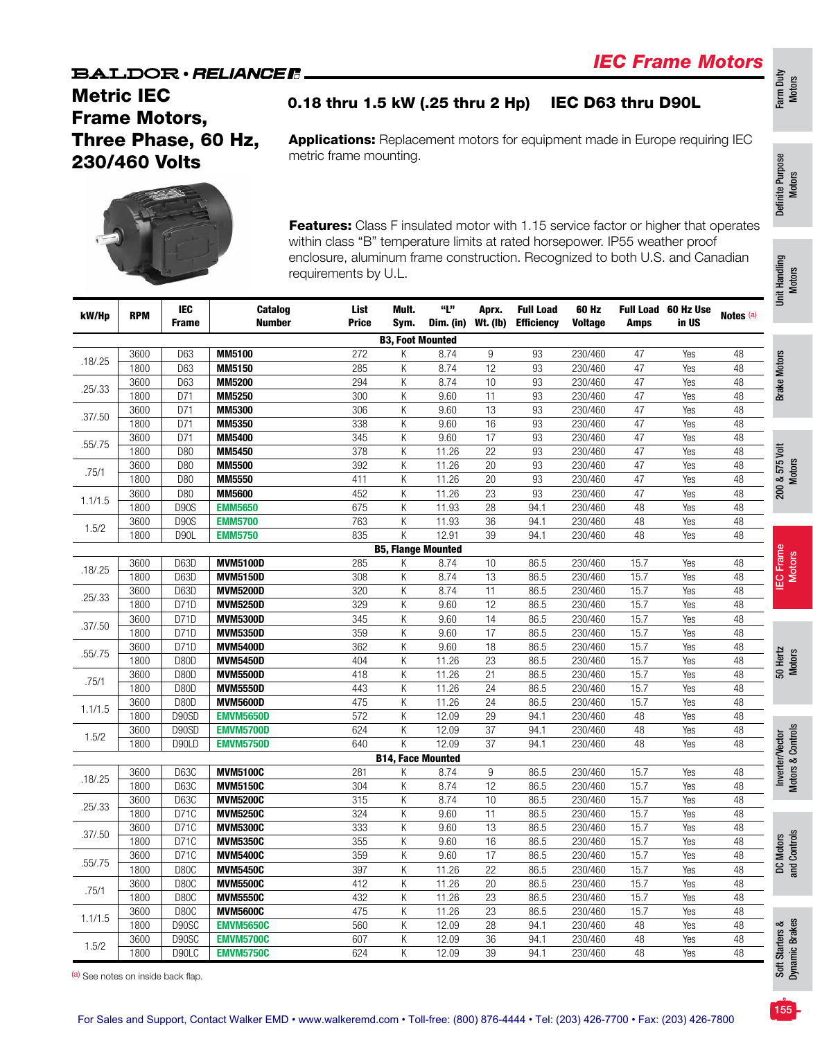# IEC Frame Motors

**BALDOR • RELIANCE**

## Metric IEC Frame Motors, Three Phase, 60 Hz, 230/460 Volts

### 0.18 thru 1.5 kW (.25 thru 2 Hp) IEC D63 thru D90L

**Applications:** Replacement motors for equipment made in Europe requiring IEC metric frame mounting.

**Features:** Class F insulated motor with 1.15 service factor or higher that operates within class "B" temperature limits at rated horsepower. IP55 weather proof enclosure, aluminum frame construction. Recognized to both U.S. and Canadian requirements by U.L.

| kW/Hp | RPM | IEC Frame | Catalog Number | List Price | Mult. Sym. | "L" Dim. (in) | Aprx. Wt. (lb) | Full Load Efficiency | 60 Hz Voltage | Full Load Amps | 60 Hz Use in US | Notes [a] |
|---|---|---|---|---|---|---|---|---|---|---|---|---|
| | | | **B3, Foot Mounted** | | | | | | | | | |
| .18/.25 | 3600 | D63 | **MM5100** | 272 | K | 8.74 | 9 | 93 | 230/460 | 47 | Yes | 48 |
| | 1800 | D63 | **MM5150** | 285 | K | 8.74 | 12 | 93 | 230/460 | 47 | Yes | 48 |
| .25/.33 | 3600 | D63 | **MM5200** | 294 | K | 8.74 | 10 | 93 | 230/460 | 47 | Yes | 48 |
| | 1800 | D71 | **MM5250** | 300 | K | 9.60 | 11 | 93 | 230/460 | 47 | Yes | 48 |
| .37/.50 | 3600 | D71 | **MM5300** | 306 | K | 9.60 | 13 | 93 | 230/460 | 47 | Yes | 48 |
| | 1800 | D71 | **MM5350** | 338 | K | 9.60 | 16 | 93 | 230/460 | 47 | Yes | 48 |
| .55/.75 | 3600 | D71 | **MM5400** | 345 | K | 9.60 | 17 | 93 | 230/460 | 47 | Yes | 48 |
| | 1800 | D80 | **MM5450** | 378 | K | 11.26 | 22 | 93 | 230/460 | 47 | Yes | 48 |
| .75/1 | 3600 | D80 | **MM5500** | 392 | K | 11.26 | 20 | 93 | 230/460 | 47 | Yes | 48 |
| | 1800 | D80 | **MM5550** | 411 | K | 11.26 | 20 | 93 | 230/460 | 47 | Yes | 48 |
| 1.1/1.5 | 3600 | D80 | **MM5600** | 452 | K | 11.26 | 23 | 93 | 230/460 | 47 | Yes | 48 |
| | 1800 | D90S | **EMM5650** | 675 | K | 11.93 | 28 | 94.1 | 230/460 | 48 | Yes | 48 |
| 1.5/2 | 3600 | D90S | **EMM5700** | 763 | K | 11.93 | 36 | 94.1 | 230/460 | 48 | Yes | 48 |
| | 1800 | D90L | **EMM5750** | 835 | K | 12.91 | 39 | 94.1 | 230/460 | 48 | Yes | 48 |
| | | | **B5, Flange Mounted** | | | | | | | | | |
| .18/.25 | 3600 | D63D | **MVM5100D** | 285 | K | 8.74 | 10 | 86.5 | 230/460 | 15.7 | Yes | 48 |
| | 1800 | D63D | **MVM5150D** | 308 | K | 8.74 | 13 | 86.5 | 230/460 | 15.7 | Yes | 48 |
| .25/.33 | 3600 | D63D | **MVM5200D** | 320 | K | 8.74 | 11 | 86.5 | 230/460 | 15.7 | Yes | 48 |
| | 1800 | D71D | **MVM5250D** | 329 | K | 9.60 | 12 | 86.5 | 230/460 | 15.7 | Yes | 48 |
| .37/.50 | 3600 | D71D | **MVM5300D** | 345 | K | 9.60 | 14 | 86.5 | 230/460 | 15.7 | Yes | 48 |
| | 1800 | D71D | **MVM5350D** | 359 | K | 9.60 | 17 | 86.5 | 230/460 | 15.7 | Yes | 48 |
| .55/.75 | 3600 | D71D | **MVM5400D** | 362 | K | 9.60 | 18 | 86.5 | 230/460 | 15.7 | Yes | 48 |
| | 1800 | D80D | **MVM5450D** | 404 | K | 11.26 | 23 | 86.5 | 230/460 | 15.7 | Yes | 48 |
| .75/1 | 3600 | D80D | **MVM5500D** | 418 | K | 11.26 | 21 | 86.5 | 230/460 | 15.7 | Yes | 48 |
| | 1800 | D80D | **MVM5550D** | 443 | K | 11.26 | 24 | 86.5 | 230/460 | 15.7 | Yes | 48 |
| 1.1/1.5 | 3600 | D80D | **MVM5600D** | 475 | K | 11.26 | 24 | 86.5 | 230/460 | 15.7 | Yes | 48 |
| | 1800 | D90SD | **EMVM5650D** | 572 | K | 12.09 | 29 | 94.1 | 230/460 | 48 | Yes | 48 |
| 1.5/2 | 3600 | D90SD | **EMVM5700D** | 624 | K | 12.09 | 37 | 94.1 | 230/460 | 48 | Yes | 48 |
| | 1800 | D90LD | **EMVM5750D** | 640 | K | 12.09 | 37 | 94.1 | 230/460 | 48 | Yes | 48 |
| | | | **B14, Face Mounted** | | | | | | | | | |
| .18/.25 | 3600 | D63C | **MVM5100C** | 281 | K | 8.74 | 9 | 86.5 | 230/460 | 15.7 | Yes | 48 |
| | 1800 | D63C | **MVM5150C** | 304 | K | 8.74 | 12 | 86.5 | 230/460 | 15.7 | Yes | 48 |
| .25/.33 | 3600 | D63C | **MVM5200C** | 315 | K | 8.74 | 10 | 86.5 | 230/460 | 15.7 | Yes | 48 |
| | 1800 | D71C | **MVM5250C** | 324 | K | 9.60 | 11 | 86.5 | 230/460 | 15.7 | Yes | 48 |
| .37/.50 | 3600 | D71C | **MVM5300C** | 333 | K | 9.60 | 13 | 86.5 | 230/460 | 15.7 | Yes | 48 |
| | 1800 | D71C | **MVM5350C** | 355 | K | 9.60 | 16 | 86.5 | 230/460 | 15.7 | Yes | 48 |
| .55/.75 | 3600 | D71C | **MVM5400C** | 359 | K | 9.60 | 17 | 86.5 | 230/460 | 15.7 | Yes | 48 |
| | 1800 | D80C | **MVM5450C** | 397 | K | 11.26 | 22 | 86.5 | 230/460 | 15.7 | Yes | 48 |
| .75/1 | 3600 | D80C | **MVM5500C** | 412 | K | 11.26 | 20 | 86.5 | 230/460 | 15.7 | Yes | 48 |
| | 1800 | D80C | **MVM5550C** | 432 | K | 11.26 | 23 | 86.5 | 230/460 | 15.7 | Yes | 48 |
| 1.1/1.5 | 3600 | D80C | **MVM5600C** | 475 | K | 11.26 | 23 | 86.5 | 230/460 | 15.7 | Yes | 48 |
| | 1800 | D90SC | **EMVM5650C** | 560 | K | 12.09 | 28 | 94.1 | 230/460 | 48 | Yes | 48 |
| 1.5/2 | 3600 | D90SC | **EMVM5700C** | 607 | K | 12.09 | 36 | 94.1 | 230/460 | 48 | Yes | 48 |
| | 1800 | D90LC | **EMVM5750C** | 624 | K | 12.09 | 39 | 94.1 | 230/460 | 48 | Yes | 48 |

[a] See notes on inside back flap.

For Sales and Support, Contact Walker EMD • www.walkeremd.com • Toll-free: (800) 876-4444 • Tel: (203) 426-7700 • Fax: (203) 426-7800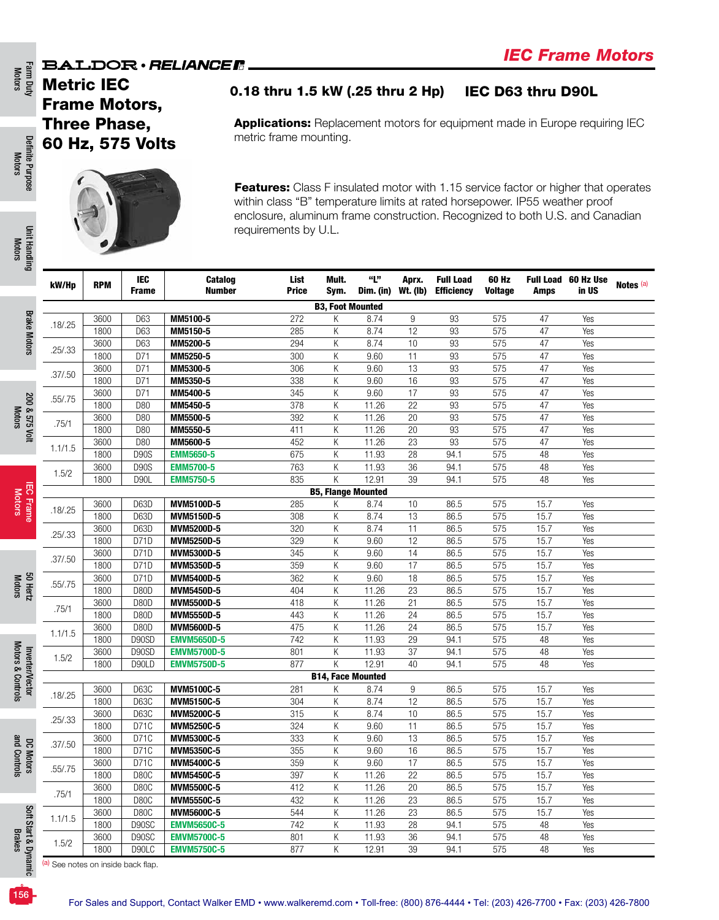# IEC Frame Motors

BALDOR • RELIANCE

## Metric IEC Frame Motors, Three Phase, 60 Hz, 575 Volts

### 0.18 thru 1.5 kW (.25 thru 2 Hp) IEC D63 thru D90L

**Applications:** Replacement motors for equipment made in Europe requiring IEC metric frame mounting.

**Features:** Class F insulated motor with 1.15 service factor or higher that operates within class "B" temperature limits at rated horsepower. IP55 weather proof enclosure, aluminum frame construction. Recognized to both U.S. and Canadian requirements by U.L.

| kW/Hp | RPM | IEC Frame | Catalog Number | List Price | Mult. Sym. | "L" Dim. (in) | Aprx. Wt. (lb) | Full Load Efficiency | 60 Hz Voltage | Full Load Amps | 60 Hz Use in US | Notes [a] |
|---|---|---|---|---|---|---|---|---|---|---|---|---|
| **B3, Foot Mounted** | | | | | | | | | | | | |
| .18/.25 | 3600 | D63 | **MM5100-5** | 272 | K | 8.74 | 9 | 93 | 575 | 47 | Yes | |
| | 1800 | D63 | **MM5150-5** | 285 | K | 8.74 | 12 | 93 | 575 | 47 | Yes | |
| .25/.33 | 3600 | D63 | **MM5200-5** | 294 | K | 8.74 | 10 | 93 | 575 | 47 | Yes | |
| | 1800 | D71 | **MM5250-5** | 300 | K | 9.60 | 11 | 93 | 575 | 47 | Yes | |
| .37/.50 | 3600 | D71 | **MM5300-5** | 306 | K | 9.60 | 13 | 93 | 575 | 47 | Yes | |
| | 1800 | D71 | **MM5350-5** | 338 | K | 9.60 | 16 | 93 | 575 | 47 | Yes | |
| .55/.75 | 3600 | D71 | **MM5400-5** | 345 | K | 9.60 | 17 | 93 | 575 | 47 | Yes | |
| | 1800 | D80 | **MM5450-5** | 378 | K | 11.26 | 22 | 93 | 575 | 47 | Yes | |
| .75/1 | 3600 | D80 | **MM5500-5** | 392 | K | 11.26 | 20 | 93 | 575 | 47 | Yes | |
| | 1800 | D80 | **MM5550-5** | 411 | K | 11.26 | 20 | 93 | 575 | 47 | Yes | |
| 1.1/1.5 | 3600 | D80 | **MM5600-5** | 452 | K | 11.26 | 23 | 93 | 575 | 47 | Yes | |
| | 1800 | D90S | **EMM5650-5** | 675 | K | 11.93 | 28 | 94.1 | 575 | 48 | Yes | |
| 1.5/2 | 3600 | D90S | **EMM5700-5** | 763 | K | 11.93 | 36 | 94.1 | 575 | 48 | Yes | |
| | 1800 | D90L | **EMM5750-5** | 835 | K | 12.91 | 39 | 94.1 | 575 | 48 | Yes | |
| **B5, Flange Mounted** | | | | | | | | | | | | |
| .18/.25 | 3600 | D63D | **MVM5100D-5** | 285 | K | 8.74 | 10 | 86.5 | 575 | 15.7 | Yes | |
| | 1800 | D63D | **MVM5150D-5** | 308 | K | 8.74 | 13 | 86.5 | 575 | 15.7 | Yes | |
| .25/.33 | 3600 | D63D | **MVM5200D-5** | 320 | K | 8.74 | 11 | 86.5 | 575 | 15.7 | Yes | |
| | 1800 | D71D | **MVM5250D-5** | 329 | K | 9.60 | 12 | 86.5 | 575 | 15.7 | Yes | |
| .37/.50 | 3600 | D71D | **MVM5300D-5** | 345 | K | 9.60 | 14 | 86.5 | 575 | 15.7 | Yes | |
| | 1800 | D71D | **MVM5350D-5** | 359 | K | 9.60 | 17 | 86.5 | 575 | 15.7 | Yes | |
| .55/.75 | 3600 | D71D | **MVM5400D-5** | 362 | K | 9.60 | 18 | 86.5 | 575 | 15.7 | Yes | |
| | 1800 | D80D | **MVM5450D-5** | 404 | K | 11.26 | 23 | 86.5 | 575 | 15.7 | Yes | |
| .75/1 | 3600 | D80D | **MVM5500D-5** | 418 | K | 11.26 | 21 | 86.5 | 575 | 15.7 | Yes | |
| | 1800 | D80D | **MVM5550D-5** | 443 | K | 11.26 | 24 | 86.5 | 575 | 15.7 | Yes | |
| 1.1/1.5 | 3600 | D80D | **MVM5600D-5** | 475 | K | 11.26 | 24 | 86.5 | 575 | 15.7 | Yes | |
| | 1800 | D90SD | **EMVM5650D-5** | 742 | K | 11.93 | 29 | 94.1 | 575 | 48 | Yes | |
| 1.5/2 | 3600 | D90SD | **EMVM5700D-5** | 801 | K | 11.93 | 37 | 94.1 | 575 | 48 | Yes | |
| | 1800 | D90LD | **EMVM5750D-5** | 877 | K | 12.91 | 40 | 94.1 | 575 | 48 | Yes | |
| **B14, Face Mounted** | | | | | | | | | | | | |
| .18/.25 | 3600 | D63C | **MVM5100C-5** | 281 | K | 8.74 | 9 | 86.5 | 575 | 15.7 | Yes | |
| | 1800 | D63C | **MVM5150C-5** | 304 | K | 8.74 | 12 | 86.5 | 575 | 15.7 | Yes | |
| .25/.33 | 3600 | D63C | **MVM5200C-5** | 315 | K | 8.74 | 10 | 86.5 | 575 | 15.7 | Yes | |
| | 1800 | D71C | **MVM5250C-5** | 324 | K | 9.60 | 11 | 86.5 | 575 | 15.7 | Yes | |
| .37/.50 | 3600 | D71C | **MVM5300C-5** | 333 | K | 9.60 | 13 | 86.5 | 575 | 15.7 | Yes | |
| | 1800 | D71C | **MVM5350C-5** | 355 | K | 9.60 | 16 | 86.5 | 575 | 15.7 | Yes | |
| .55/.75 | 3600 | D71C | **MVM5400C-5** | 359 | K | 9.60 | 17 | 86.5 | 575 | 15.7 | Yes | |
| | 1800 | D80C | **MVM5450C-5** | 397 | K | 11.26 | 22 | 86.5 | 575 | 15.7 | Yes | |
| .75/1 | 3600 | D80C | **MVM5500C-5** | 412 | K | 11.26 | 20 | 86.5 | 575 | 15.7 | Yes | |
| | 1800 | D80C | **MVM5550C-5** | 432 | K | 11.26 | 23 | 86.5 | 575 | 15.7 | Yes | |
| 1.1/1.5 | 3600 | D80C | **MVM5600C-5** | 544 | K | 11.26 | 23 | 86.5 | 575 | 15.7 | Yes | |
| | 1800 | D90SC | **EMVM5650C-5** | 742 | K | 11.93 | 28 | 94.1 | 575 | 48 | Yes | |
| 1.5/2 | 3600 | D90SC | **EMVM5700C-5** | 801 | K | 11.93 | 36 | 94.1 | 575 | 48 | Yes | |
| | 1800 | D90LC | **EMVM5750C-5** | 877 | K | 12.91 | 39 | 94.1 | 575 | 48 | Yes | |

[a] See notes on inside back flap.

For Sales and Support, Contact Walker EMD • www.walkeremd.com • Toll-free: (800) 876-4444 • Tel: (203) 426-7700 • Fax: (203) 426-7800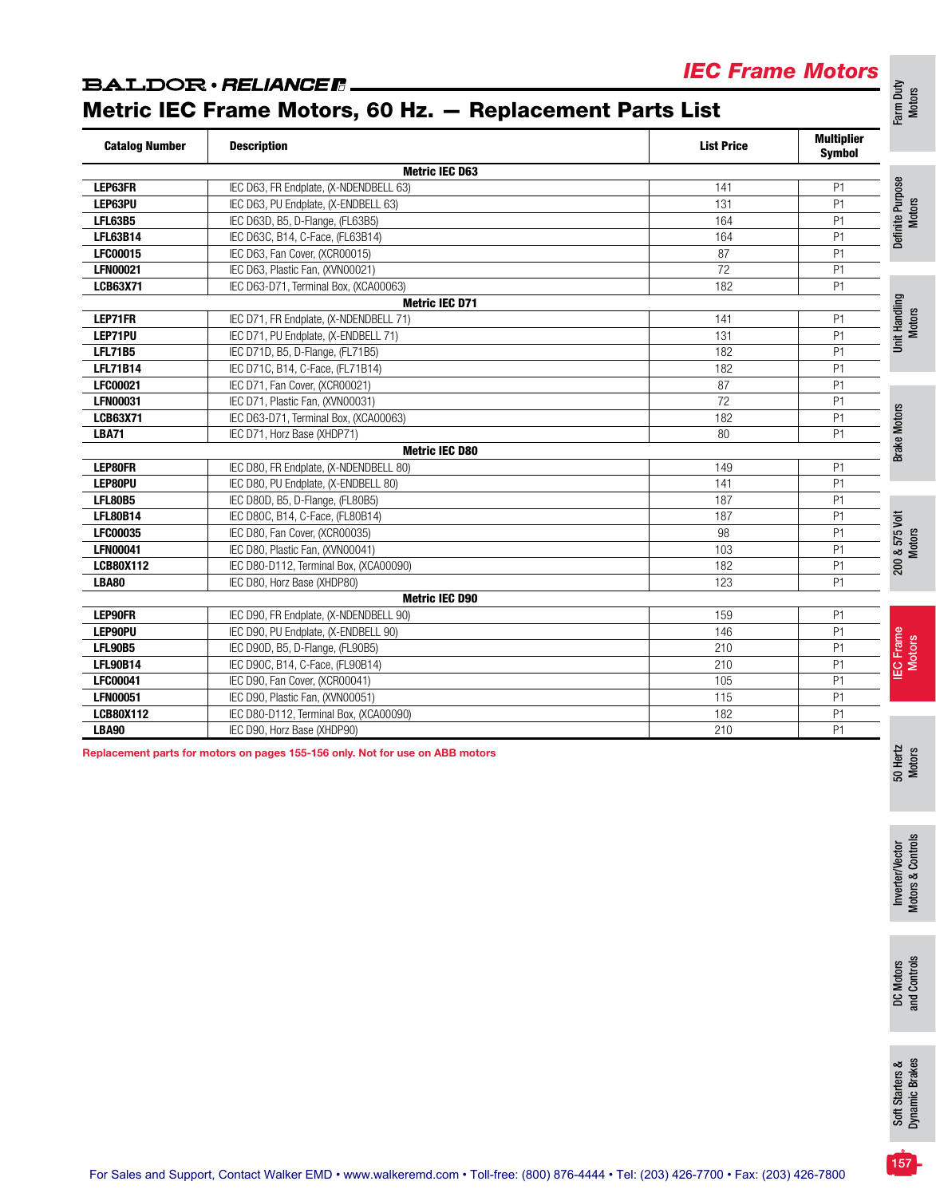## IEC Frame Motors

# Metric IEC Frame Motors, 60 Hz. — Replacement Parts List

| Catalog Number | Description | List Price | Multiplier Symbol |
|---|---|---|---|
| | **Metric IEC D63** | | |
| **LEP63FR** | IEC D63, FR Endplate, (X-NDENDBELL 63) | 141 | P1 |
| **LEP63PU** | IEC D63, PU Endplate, (X-ENDBELL 63) | 131 | P1 |
| **LFL63B5** | IEC D63D, B5, D-Flange, (FL63B5) | 164 | P1 |
| **LFL63B14** | IEC D63C, B14, C-Face, (FL63B14) | 164 | P1 |
| **LFC00015** | IEC D63, Fan Cover, (XCR00015) | 87 | P1 |
| **LFN00021** | IEC D63, Plastic Fan, (XVN00021) | 72 | P1 |
| **LCB63X71** | IEC D63-D71, Terminal Box, (XCA00063) | 182 | P1 |
| | **Metric IEC D71** | | |
| **LEP71FR** | IEC D71, FR Endplate, (X-NDENDBELL 71) | 141 | P1 |
| **LEP71PU** | IEC D71, PU Endplate, (X-ENDBELL 71) | 131 | P1 |
| **LFL71B5** | IEC D71D, B5, D-Flange, (FL71B5) | 182 | P1 |
| **LFL71B14** | IEC D71C, B14, C-Face, (FL71B14) | 182 | P1 |
| **LFC00021** | IEC D71, Fan Cover, (XCR00021) | 87 | P1 |
| **LFN00031** | IEC D71, Plastic Fan, (XVN00031) | 72 | P1 |
| **LCB63X71** | IEC D63-D71, Terminal Box, (XCA00063) | 182 | P1 |
| **LBA71** | IEC D71, Horz Base (XHDP71) | 80 | P1 |
| | **Metric IEC D80** | | |
| **LEP80FR** | IEC D80, FR Endplate, (X-NDENDBELL 80) | 149 | P1 |
| **LEP80PU** | IEC D80, PU Endplate, (X-ENDBELL 80) | 141 | P1 |
| **LFL80B5** | IEC D80D, B5, D-Flange, (FL80B5) | 187 | P1 |
| **LFL80B14** | IEC D80C, B14, C-Face, (FL80B14) | 187 | P1 |
| **LFC00035** | IEC D80, Fan Cover, (XCR00035) | 98 | P1 |
| **LFN00041** | IEC D80, Plastic Fan, (XVN00041) | 103 | P1 |
| **LCB80X112** | IEC D80-D112, Terminal Box, (XCA00090) | 182 | P1 |
| **LBA80** | IEC D80, Horz Base (XHDP80) | 123 | P1 |
| | **Metric IEC D90** | | |
| **LEP90FR** | IEC D90, FR Endplate, (X-NDENDBELL 90) | 159 | P1 |
| **LEP90PU** | IEC D90, PU Endplate, (X-ENDBELL 90) | 146 | P1 |
| **LFL90B5** | IEC D90D, B5, D-Flange, (FL90B5) | 210 | P1 |
| **LFL90B14** | IEC D90C, B14, C-Face, (FL90B14) | 210 | P1 |
| **LFC00041** | IEC D90, Fan Cover, (XCR00041) | 105 | P1 |
| **LFN00051** | IEC D90, Plastic Fan, (XVN00051) | 115 | P1 |
| **LCB80X112** | IEC D80-D112, Terminal Box, (XCA00090) | 182 | P1 |
| **LBA90** | IEC D90, Horz Base (XHDP90) | 210 | P1 |

**Replacement parts for motors on pages 155-156 only. Not for use on ABB motors**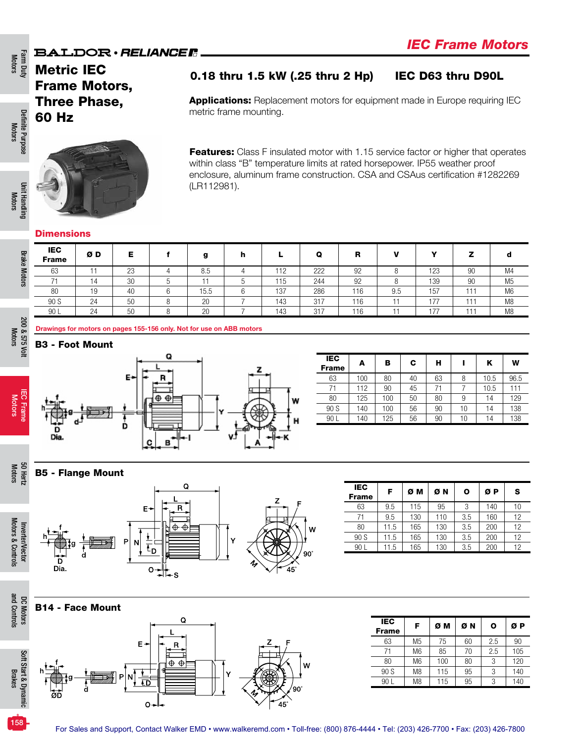# Metric IEC Frame Motors, Three Phase, 60 Hz

## 0.18 thru 1.5 kW (.25 thru 2 Hp)   IEC D63 thru D90L

**Applications:** Replacement motors for equipment made in Europe requiring IEC metric frame mounting.

**Features:** Class F insulated motor with 1.15 service factor or higher that operates within class "B" temperature limits at rated horsepower. IP55 weather proof enclosure, aluminum frame construction. CSA and CSAus certification #1282269 (LR112981).

### Dimensions

| IEC Frame | Ø D | E | f | g | h | L | Q | R | V | Y | Z | d |
|---|---|---|---|---|---|---|---|---|---|---|---|---|
| 63 | 11 | 23 | 4 | 8.5 | 4 | 112 | 222 | 92 | 8 | 123 | 90 | M4 |
| 71 | 14 | 30 | 5 | 11 | 5 | 115 | 244 | 92 | 8 | 139 | 90 | M5 |
| 80 | 19 | 40 | 6 | 15.5 | 6 | 137 | 286 | 116 | 9.5 | 157 | 111 | M6 |
| 90 S | 24 | 50 | 8 | 20 | 7 | 143 | 317 | 116 | 11 | 177 | 111 | M8 |
| 90 L | 24 | 50 | 8 | 20 | 7 | 143 | 317 | 116 | 11 | 177 | 111 | M8 |

Drawings for motors on pages 155-156 only. Not for use on ABB motors

### B3 - Foot Mount

| IEC Frame | A | B | C | H | I | K | W |
|---|---|---|---|---|---|---|---|
| 63 | 100 | 80 | 40 | 63 | 8 | 10.5 | 96.5 |
| 71 | 112 | 90 | 45 | 71 | 7 | 10.5 | 111 |
| 80 | 125 | 100 | 50 | 80 | 9 | 14 | 129 |
| 90 S | 140 | 100 | 56 | 90 | 10 | 14 | 138 |
| 90 L | 140 | 125 | 56 | 90 | 10 | 14 | 138 |

### B5 - Flange Mount

| IEC Frame | F | Ø M | Ø N | O | Ø P | S |
|---|---|---|---|---|---|---|
| 63 | 9.5 | 115 | 95 | 3 | 140 | 10 |
| 71 | 9.5 | 130 | 110 | 3.5 | 160 | 12 |
| 80 | 11.5 | 165 | 130 | 3.5 | 200 | 12 |
| 90 S | 11.5 | 165 | 130 | 3.5 | 200 | 12 |
| 90 L | 11.5 | 165 | 130 | 3.5 | 200 | 12 |

### B14 - Face Mount

| IEC Frame | F | Ø M | Ø N | O | Ø P |
|---|---|---|---|---|---|
| 63 | M5 | 75 | 60 | 2.5 | 90 |
| 71 | M6 | 85 | 70 | 2.5 | 105 |
| 80 | M6 | 100 | 80 | 3 | 120 |
| 90 S | M8 | 115 | 95 | 3 | 140 |
| 90 L | M8 | 115 | 95 | 3 | 140 |

For Sales and Support, Contact Walker EMD • www.walkeremd.com • Toll-free: (800) 876-4444 • Tel: (203) 426-7700 • Fax: (203) 426-7800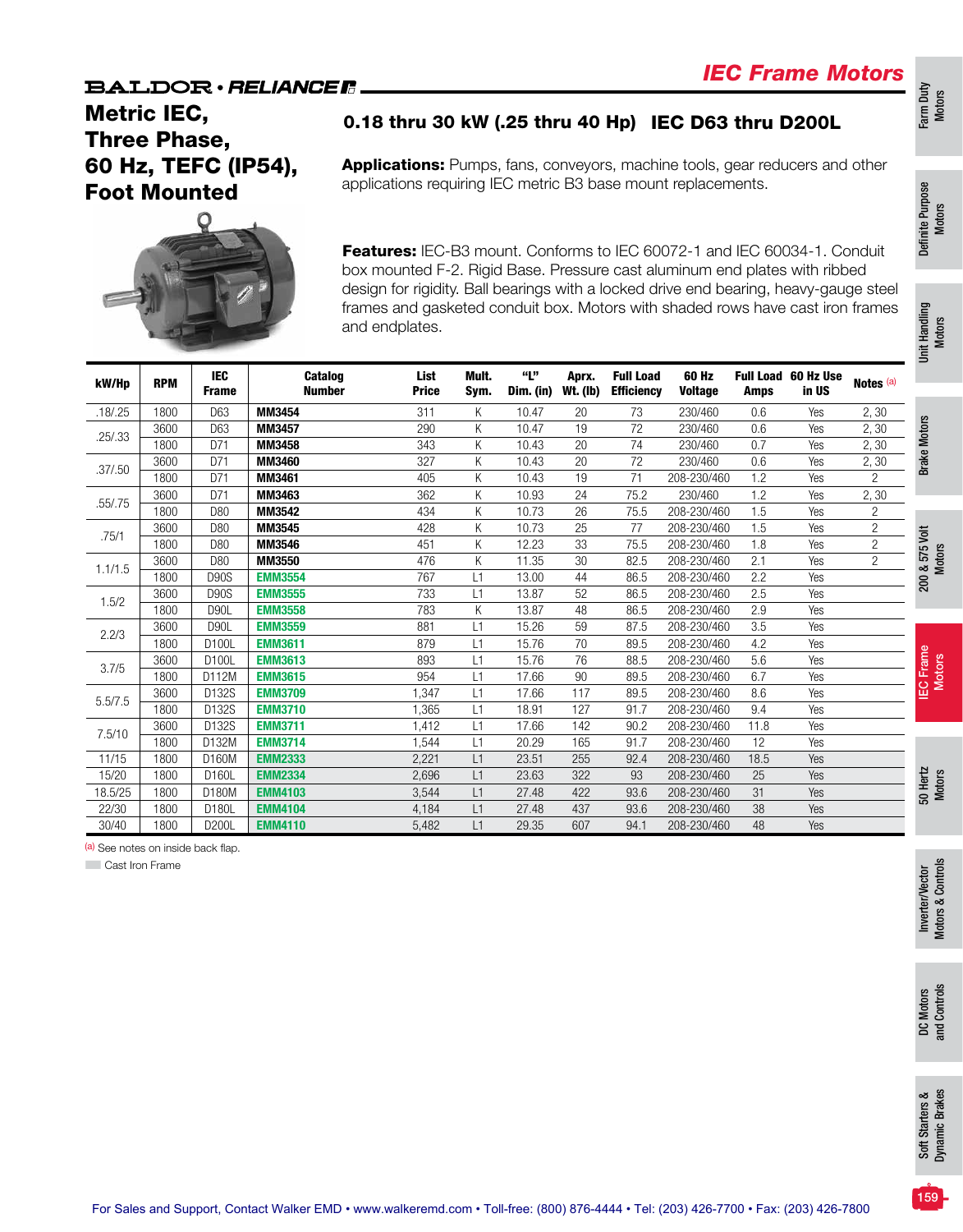# IEC Frame Motors

BALDOR • RELIANCE

## Metric IEC, Three Phase, 60 Hz, TEFC (IP54), Foot Mounted

### 0.18 thru 30 kW (.25 thru 40 Hp) IEC D63 thru D200L

**Applications:** Pumps, fans, conveyors, machine tools, gear reducers and other applications requiring IEC metric B3 base mount replacements.

**Features:** IEC-B3 mount. Conforms to IEC 60072-1 and IEC 60034-1. Conduit box mounted F-2. Rigid Base. Pressure cast aluminum end plates with ribbed design for rigidity. Ball bearings with a locked drive end bearing, heavy-gauge steel frames and gasketed conduit box. Motors with shaded rows have cast iron frames and endplates.

| kW/Hp | RPM | IEC Frame | Catalog Number | List Price | Mult. Sym. | "L" Dim. (in) | Aprx. Wt. (lb) | Full Load Efficiency | 60 Hz Voltage | Full Load Amps | 60 Hz Use in US | Notes [a] |
|---|---|---|---|---|---|---|---|---|---|---|---|---|
| .18/.25 | 1800 | D63 | MM3454 | 311 | K | 10.47 | 20 | 73 | 230/460 | 0.6 | Yes | 2, 30 |
| .25/.33 | 3600 | D63 | MM3457 | 290 | K | 10.47 | 19 | 72 | 230/460 | 0.6 | Yes | 2, 30 |
| | 1800 | D71 | MM3458 | 343 | K | 10.43 | 20 | 74 | 230/460 | 0.7 | Yes | 2, 30 |
| .37/.50 | 3600 | D71 | MM3460 | 327 | K | 10.43 | 20 | 72 | 230/460 | 0.6 | Yes | 2, 30 |
| | 1800 | D71 | MM3461 | 405 | K | 10.43 | 19 | 71 | 208-230/460 | 1.2 | Yes | 2 |
| .55/.75 | 3600 | D71 | MM3463 | 362 | K | 10.93 | 24 | 75.2 | 230/460 | 1.2 | Yes | 2, 30 |
| | 1800 | D80 | MM3542 | 434 | K | 10.73 | 26 | 75.5 | 208-230/460 | 1.5 | Yes | 2 |
| .75/1 | 3600 | D80 | MM3545 | 428 | K | 10.73 | 25 | 77 | 208-230/460 | 1.5 | Yes | 2 |
| | 1800 | D80 | MM3546 | 451 | K | 12.23 | 33 | 75.5 | 208-230/460 | 1.8 | Yes | 2 |
| 1.1/1.5 | 3600 | D80 | MM3550 | 476 | K | 11.35 | 30 | 82.5 | 208-230/460 | 2.1 | Yes | 2 |
| | 1800 | D90S | EMM3554 | 767 | L1 | 13.00 | 44 | 86.5 | 208-230/460 | 2.2 | Yes | |
| 1.5/2 | 3600 | D90S | EMM3555 | 733 | L1 | 13.87 | 52 | 86.5 | 208-230/460 | 2.5 | Yes | |
| | 1800 | D90L | EMM3558 | 783 | K | 13.87 | 48 | 86.5 | 208-230/460 | 2.9 | Yes | |
| 2.2/3 | 3600 | D90L | EMM3559 | 881 | L1 | 15.26 | 59 | 87.5 | 208-230/460 | 3.5 | Yes | |
| | 1800 | D100L | EMM3611 | 879 | L1 | 15.76 | 70 | 89.5 | 208-230/460 | 4.2 | Yes | |
| 3.7/5 | 3600 | D100L | EMM3613 | 893 | L1 | 15.76 | 76 | 88.5 | 208-230/460 | 5.6 | Yes | |
| | 1800 | D112M | EMM3615 | 954 | L1 | 17.66 | 90 | 89.5 | 208-230/460 | 6.7 | Yes | |
| 5.5/7.5 | 3600 | D132S | EMM3709 | 1,347 | L1 | 17.66 | 117 | 89.5 | 208-230/460 | 8.6 | Yes | |
| | 1800 | D132S | EMM3710 | 1,365 | L1 | 18.91 | 127 | 91.7 | 208-230/460 | 9.4 | Yes | |
| 7.5/10 | 3600 | D132S | EMM3711 | 1,412 | L1 | 17.66 | 142 | 90.2 | 208-230/460 | 11.8 | Yes | |
| | 1800 | D132M | EMM3714 | 1,544 | L1 | 20.29 | 165 | 91.7 | 208-230/460 | 12 | Yes | |
| 11/15 | 1800 | D160M | EMM2333 | 2,221 | L1 | 23.51 | 255 | 92.4 | 208-230/460 | 18.5 | Yes | |
| 15/20 | 1800 | D160L | EMM2334 | 2,696 | L1 | 23.63 | 322 | 93 | 208-230/460 | 25 | Yes | |
| 18.5/25 | 1800 | D180M | EMM4103 | 3,544 | L1 | 27.48 | 422 | 93.6 | 208-230/460 | 31 | Yes | |
| 22/30 | 1800 | D180L | EMM4104 | 4,184 | L1 | 27.48 | 437 | 93.6 | 208-230/460 | 38 | Yes | |
| 30/40 | 1800 | D200L | EMM4110 | 5,482 | L1 | 29.35 | 607 | 94.1 | 208-230/460 | 48 | Yes | |

[a] See notes on inside back flap.

Cast Iron Frame

For Sales and Support, Contact Walker EMD • www.walkeremd.com • Toll-free: (800) 876-4444 • Tel: (203) 426-7700 • Fax: (203) 426-7800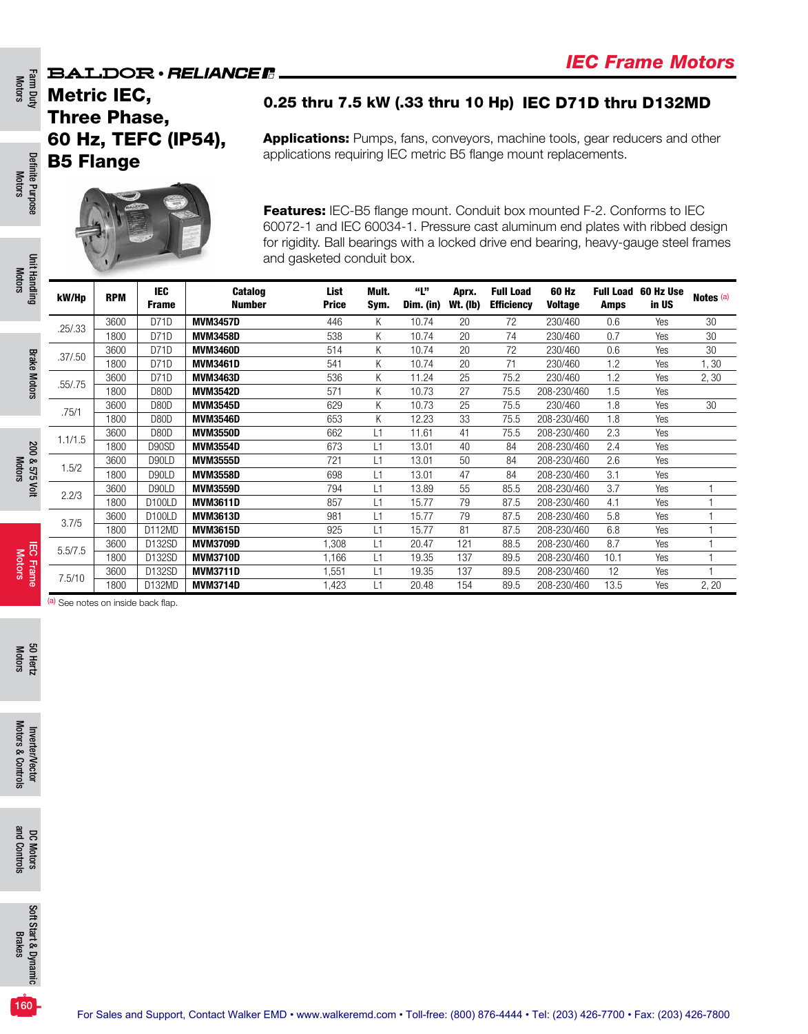BALDOR • RELIANCE

## IEC Frame Motors

# Metric IEC, Three Phase, 60 Hz, TEFC (IP54), B5 Flange

### 0.25 thru 7.5 kW (.33 thru 10 Hp) IEC D71D thru D132MD

**Applications:** Pumps, fans, conveyors, machine tools, gear reducers and other applications requiring IEC metric B5 flange mount replacements.

**Features:** IEC-B5 flange mount. Conduit box mounted F-2. Conforms to IEC 60072-1 and IEC 60034-1. Pressure cast aluminum end plates with ribbed design for rigidity. Ball bearings with a locked drive end bearing, heavy-gauge steel frames and gasketed conduit box.

| kW/Hp | RPM | IEC Frame | Catalog Number | List Price | Mult. Sym. | "L" Dim. (in) | Aprx. Wt. (lb) | Full Load Efficiency | 60 Hz Voltage | Full Load Amps | 60 Hz Use in US | Notes [a] |
|---|---|---|---|---|---|---|---|---|---|---|---|---|
| .25/.33 | 3600 | D71D | **MVM3457D** | 446 | K | 10.74 | 20 | 72 | 230/460 | 0.6 | Yes | 30 |
| | 1800 | D71D | **MVM3458D** | 538 | K | 10.74 | 20 | 74 | 230/460 | 0.7 | Yes | 30 |
| .37/.50 | 3600 | D71D | **MVM3460D** | 514 | K | 10.74 | 20 | 72 | 230/460 | 0.6 | Yes | 30 |
| | 1800 | D71D | **MVM3461D** | 541 | K | 10.74 | 20 | 71 | 230/460 | 1.2 | Yes | 1, 30 |
| .55/.75 | 3600 | D71D | **MVM3463D** | 536 | K | 11.24 | 25 | 75.2 | 230/460 | 1.2 | Yes | 2, 30 |
| | 1800 | D80D | **MVM3542D** | 571 | K | 10.73 | 27 | 75.5 | 208-230/460 | 1.5 | Yes | |
| .75/1 | 3600 | D80D | **MVM3545D** | 629 | K | 10.73 | 25 | 75.5 | 230/460 | 1.8 | Yes | 30 |
| | 1800 | D80D | **MVM3546D** | 653 | K | 12.23 | 33 | 75.5 | 208-230/460 | 1.8 | Yes | |
| 1.1/1.5 | 3600 | D80D | **MVM3550D** | 662 | L1 | 11.61 | 41 | 75.5 | 208-230/460 | 2.3 | Yes | |
| | 1800 | D90SD | **MVM3554D** | 673 | L1 | 13.01 | 40 | 84 | 208-230/460 | 2.4 | Yes | |
| 1.5/2 | 3600 | D90LD | **MVM3555D** | 721 | L1 | 13.01 | 50 | 84 | 208-230/460 | 2.6 | Yes | |
| | 1800 | D90LD | **MVM3558D** | 698 | L1 | 13.01 | 47 | 84 | 208-230/460 | 3.1 | Yes | |
| 2.2/3 | 3600 | D90LD | **MVM3559D** | 794 | L1 | 13.89 | 55 | 85.5 | 208-230/460 | 3.7 | Yes | 1 |
| | 1800 | D100LD | **MVM3611D** | 857 | L1 | 15.77 | 79 | 87.5 | 208-230/460 | 4.1 | Yes | 1 |
| 3.7/5 | 3600 | D100LD | **MVM3613D** | 981 | L1 | 15.77 | 79 | 87.5 | 208-230/460 | 5.8 | Yes | 1 |
| | 1800 | D112MD | **MVM3615D** | 925 | L1 | 15.77 | 81 | 87.5 | 208-230/460 | 6.8 | Yes | 1 |
| 5.5/7.5 | 3600 | D132SD | **MVM3709D** | 1,308 | L1 | 20.47 | 121 | 88.5 | 208-230/460 | 8.7 | Yes | 1 |
| | 1800 | D132SD | **MVM3710D** | 1,166 | L1 | 19.35 | 137 | 89.5 | 208-230/460 | 10.1 | Yes | 1 |
| 7.5/10 | 3600 | D132SD | **MVM3711D** | 1,551 | L1 | 19.35 | 137 | 89.5 | 208-230/460 | 12 | Yes | 1 |
| | 1800 | D132MD | **MVM3714D** | 1,423 | L1 | 20.48 | 154 | 89.5 | 208-230/460 | 13.5 | Yes | 2, 20 |

[a] See notes on inside back flap.

For Sales and Support, Contact Walker EMD • www.walkeremd.com • Toll-free: (800) 876-4444 • Tel: (203) 426-7700 • Fax: (203) 426-7800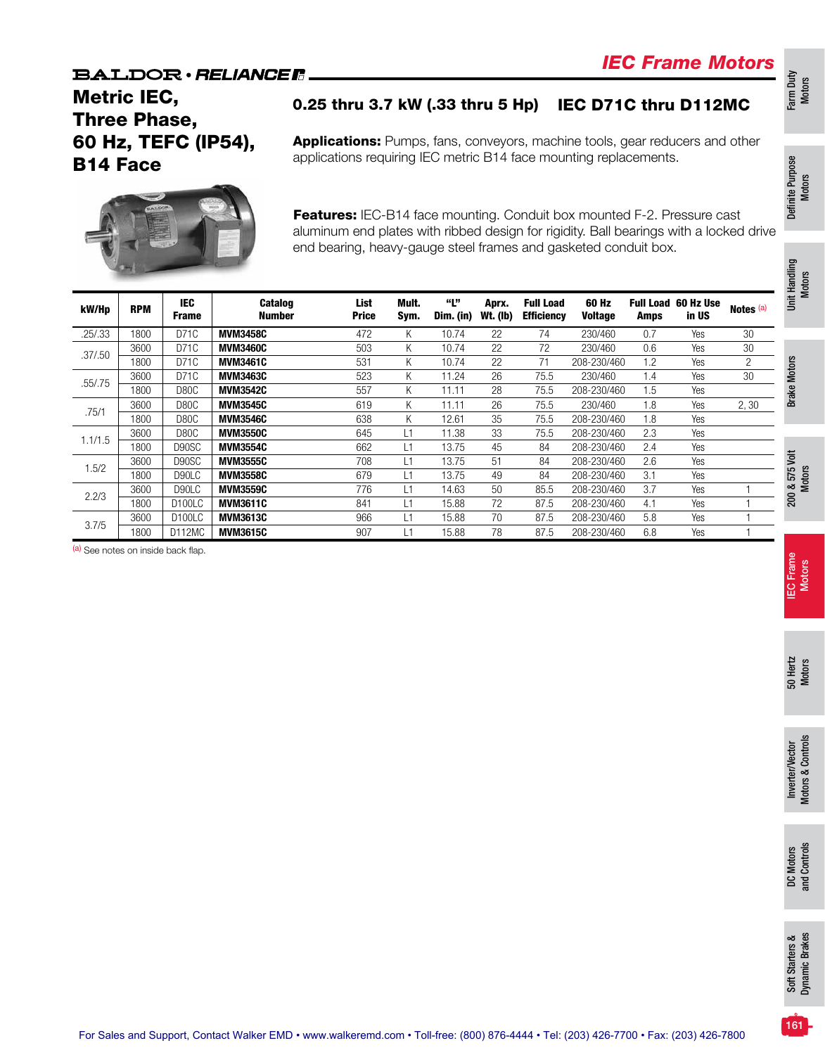BALDOR • RELIANCE

# IEC Frame Motors

## Metric IEC, Three Phase, 60 Hz, TEFC (IP54), B14 Face

### 0.25 thru 3.7 kW (.33 thru 5 Hp)    IEC D71C thru D112MC

**Applications:** Pumps, fans, conveyors, machine tools, gear reducers and other applications requiring IEC metric B14 face mounting replacements.

**Features:** IEC-B14 face mounting. Conduit box mounted F-2. Pressure cast aluminum end plates with ribbed design for rigidity. Ball bearings with a locked drive end bearing, heavy-gauge steel frames and gasketed conduit box.

| kW/Hp | RPM | IEC Frame | Catalog Number | List Price | Mult. Sym. | "L" Dim. (in) | Aprx. Wt. (lb) | Full Load Efficiency | 60 Hz Voltage | Full Load Amps | 60 Hz Use in US | Notes [a] |
|---|---|---|---|---|---|---|---|---|---|---|---|---|
| .25/.33 | 1800 | D71C | **MVM3458C** | 472 | K | 10.74 | 22 | 74 | 230/460 | 0.7 | Yes | 30 |
| .37/.50 | 3600 | D71C | **MVM3460C** | 503 | K | 10.74 | 22 | 72 | 230/460 | 0.6 | Yes | 30 |
| | 1800 | D71C | **MVM3461C** | 531 | K | 10.74 | 22 | 71 | 208-230/460 | 1.2 | Yes | 2 |
| .55/.75 | 3600 | D71C | **MVM3463C** | 523 | K | 11.24 | 26 | 75.5 | 230/460 | 1.4 | Yes | 30 |
| | 1800 | D80C | **MVM3542C** | 557 | K | 11.11 | 28 | 75.5 | 208-230/460 | 1.5 | Yes | |
| .75/1 | 3600 | D80C | **MVM3545C** | 619 | K | 11.11 | 26 | 75.5 | 230/460 | 1.8 | Yes | 2, 30 |
| | 1800 | D80C | **MVM3546C** | 638 | K | 12.61 | 35 | 75.5 | 208-230/460 | 1.8 | Yes | |
| 1.1/1.5 | 3600 | D80C | **MVM3550C** | 645 | L1 | 11.38 | 33 | 75.5 | 208-230/460 | 2.3 | Yes | |
| | 1800 | D90SC | **MVM3554C** | 662 | L1 | 13.75 | 45 | 84 | 208-230/460 | 2.4 | Yes | |
| 1.5/2 | 3600 | D90SC | **MVM3555C** | 708 | L1 | 13.75 | 51 | 84 | 208-230/460 | 2.6 | Yes | |
| | 1800 | D90LC | **MVM3558C** | 679 | L1 | 13.75 | 49 | 84 | 208-230/460 | 3.1 | Yes | |
| 2.2/3 | 3600 | D90LC | **MVM3559C** | 776 | L1 | 14.63 | 50 | 85.5 | 208-230/460 | 3.7 | Yes | 1 |
| | 1800 | D100LC | **MVM3611C** | 841 | L1 | 15.88 | 72 | 87.5 | 208-230/460 | 4.1 | Yes | 1 |
| 3.7/5 | 3600 | D100LC | **MVM3613C** | 966 | L1 | 15.88 | 70 | 87.5 | 208-230/460 | 5.8 | Yes | 1 |
| | 1800 | D112MC | **MVM3615C** | 907 | L1 | 15.88 | 78 | 87.5 | 208-230/460 | 6.8 | Yes | 1 |

[a] See notes on inside back flap.

For Sales and Support, Contact Walker EMD • www.walkeremd.com • Toll-free: (800) 876-4444 • Tel: (203) 426-7700 • Fax: (203) 426-7800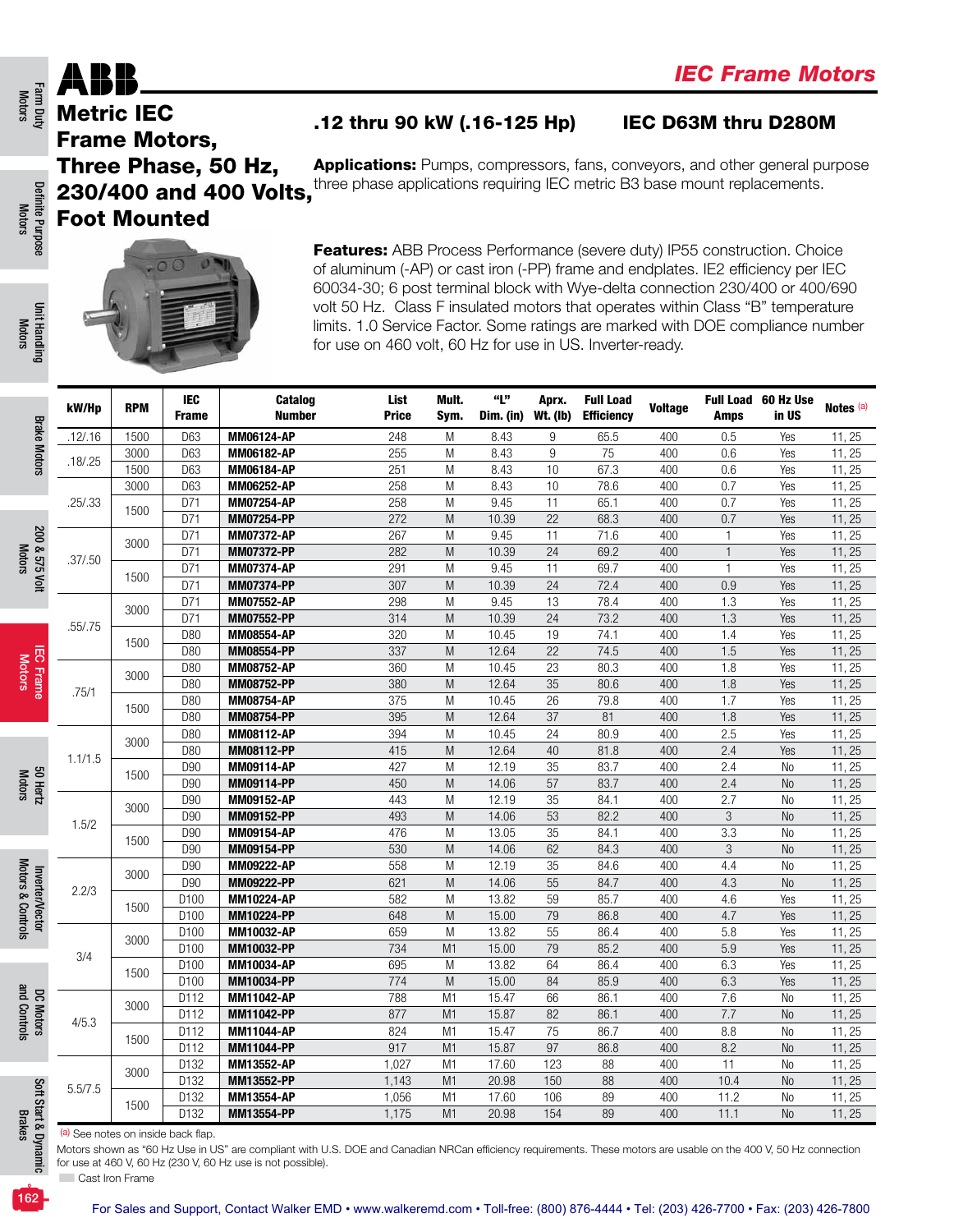# Metric IEC Frame Motors, Three Phase, 50 Hz, 230/400 and 400 Volts, Foot Mounted

## .12 thru 90 kW (.16-125 Hp) IEC D63M thru D280M

**Applications:** Pumps, compressors, fans, conveyors, and other general purpose three phase applications requiring IEC metric B3 base mount replacements.

**Features:** ABB Process Performance (severe duty) IP55 construction. Choice of aluminum (-AP) or cast iron (-PP) frame and endplates. IE2 efficiency per IEC 60034-30; 6 post terminal block with Wye-delta connection 230/400 or 400/690 volt 50 Hz. Class F insulated motors that operates within Class "B" temperature limits. 1.0 Service Factor. Some ratings are marked with DOE compliance number for use on 460 volt, 60 Hz for use in US. Inverter-ready.

| kW/Hp | RPM | IEC Frame | Catalog Number | List Price | Mult. Sym. | "L" Dim. (in) | Aprx. Wt. (lb) | Full Load Efficiency | Voltage | Full Load Amps | 60 Hz Use in US | Notes [a] |
|---|---|---|---|---|---|---|---|---|---|---|---|---|
| .12/.16 | 1500 | D63 | **MM06124-AP** | 248 | M | 8.43 | 9 | 65.5 | 400 | 0.5 | Yes | 11, 25 |
| .18/.25 | 3000 | D63 | **MM06182-AP** | 255 | M | 8.43 | 9 | 75 | 400 | 0.6 | Yes | 11, 25 |
| | 1500 | D63 | **MM06184-AP** | 251 | M | 8.43 | 10 | 67.3 | 400 | 0.6 | Yes | 11, 25 |
| .25/.33 | 3000 | D63 | **MM06252-AP** | 258 | M | 8.43 | 10 | 78.6 | 400 | 0.7 | Yes | 11, 25 |
| | 1500 | D71 | **MM07254-AP** | 258 | M | 9.45 | 11 | 65.1 | 400 | 0.7 | Yes | 11, 25 |
| | | D71 | **MM07254-PP** | 272 | M | 10.39 | 22 | 68.3 | 400 | 0.7 | Yes | 11, 25 |
| .37/.50 | 3000 | D71 | **MM07372-AP** | 267 | M | 9.45 | 11 | 71.6 | 400 | 1 | Yes | 11, 25 |
| | | D71 | **MM07372-PP** | 282 | M | 10.39 | 24 | 69.2 | 400 | 1 | Yes | 11, 25 |
| | 1500 | D71 | **MM07374-AP** | 291 | M | 9.45 | 11 | 69.7 | 400 | 1 | Yes | 11, 25 |
| | | D71 | **MM07374-PP** | 307 | M | 10.39 | 24 | 72.4 | 400 | 0.9 | Yes | 11, 25 |
| .55/.75 | 3000 | D71 | **MM07552-AP** | 298 | M | 9.45 | 13 | 78.4 | 400 | 1.3 | Yes | 11, 25 |
| | | D71 | **MM07552-PP** | 314 | M | 10.39 | 24 | 73.2 | 400 | 1.3 | Yes | 11, 25 |
| | 1500 | D80 | **MM08554-AP** | 320 | M | 10.45 | 19 | 74.1 | 400 | 1.4 | Yes | 11, 25 |
| | | D80 | **MM08554-PP** | 337 | M | 12.64 | 22 | 74.5 | 400 | 1.5 | Yes | 11, 25 |
| .75/1 | 3000 | D80 | **MM08752-AP** | 360 | M | 10.45 | 23 | 80.3 | 400 | 1.8 | Yes | 11, 25 |
| | | D80 | **MM08752-PP** | 380 | M | 12.64 | 35 | 80.6 | 400 | 1.8 | Yes | 11, 25 |
| | 1500 | D80 | **MM08754-AP** | 375 | M | 10.45 | 26 | 79.8 | 400 | 1.7 | Yes | 11, 25 |
| | | D80 | **MM08754-PP** | 395 | M | 12.64 | 37 | 81 | 400 | 1.8 | Yes | 11, 25 |
| 1.1/1.5 | 3000 | D80 | **MM08112-AP** | 394 | M | 10.45 | 24 | 80.9 | 400 | 2.5 | Yes | 11, 25 |
| | | D80 | **MM08112-PP** | 415 | M | 12.64 | 40 | 81.8 | 400 | 2.4 | Yes | 11, 25 |
| | 1500 | D90 | **MM09114-AP** | 427 | M | 12.19 | 35 | 83.7 | 400 | 2.4 | No | 11, 25 |
| | | D90 | **MM09114-PP** | 450 | M | 14.06 | 57 | 83.7 | 400 | 2.4 | No | 11, 25 |
| 1.5/2 | 3000 | D90 | **MM09152-AP** | 443 | M | 12.19 | 35 | 84.1 | 400 | 2.7 | No | 11, 25 |
| | | D90 | **MM09152-PP** | 493 | M | 14.06 | 53 | 82.2 | 400 | 3 | No | 11, 25 |
| | 1500 | D90 | **MM09154-AP** | 476 | M | 13.05 | 35 | 84.1 | 400 | 3.3 | No | 11, 25 |
| | | D90 | **MM09154-PP** | 530 | M | 14.06 | 62 | 84.3 | 400 | 3 | No | 11, 25 |
| 2.2/3 | 3000 | D90 | **MM09222-AP** | 558 | M | 12.19 | 35 | 84.6 | 400 | 4.4 | No | 11, 25 |
| | | D90 | **MM09222-PP** | 621 | M | 14.06 | 55 | 84.7 | 400 | 4.3 | No | 11, 25 |
| | 1500 | D100 | **MM10224-AP** | 582 | M | 13.82 | 59 | 85.7 | 400 | 4.6 | Yes | 11, 25 |
| | | D100 | **MM10224-PP** | 648 | M | 15.00 | 79 | 86.8 | 400 | 4.7 | Yes | 11, 25 |
| 3/4 | 3000 | D100 | **MM10032-AP** | 659 | M | 13.82 | 55 | 86.4 | 400 | 5.8 | Yes | 11, 25 |
| | | D100 | **MM10032-PP** | 734 | M1 | 15.00 | 79 | 85.2 | 400 | 5.9 | Yes | 11, 25 |
| | 1500 | D100 | **MM10034-AP** | 695 | M | 13.82 | 64 | 86.4 | 400 | 6.3 | Yes | 11, 25 |
| | | D100 | **MM10034-PP** | 774 | M | 15.00 | 84 | 85.9 | 400 | 6.3 | Yes | 11, 25 |
| 4/5.3 | 3000 | D112 | **MM11042-AP** | 788 | M1 | 15.47 | 66 | 86.1 | 400 | 7.6 | No | 11, 25 |
| | | D112 | **MM11042-PP** | 877 | M1 | 15.87 | 82 | 86.1 | 400 | 7.7 | No | 11, 25 |
| | 1500 | D112 | **MM11044-AP** | 824 | M1 | 15.47 | 75 | 86.7 | 400 | 8.8 | No | 11, 25 |
| | | D112 | **MM11044-PP** | 917 | M1 | 15.87 | 97 | 86.8 | 400 | 8.2 | No | 11, 25 |
| 5.5/7.5 | 3000 | D132 | **MM13552-AP** | 1,027 | M1 | 17.60 | 123 | 88 | 400 | 11 | No | 11, 25 |
| | | D132 | **MM13552-PP** | 1,143 | M1 | 20.98 | 150 | 88 | 400 | 10.4 | No | 11, 25 |
| | 1500 | D132 | **MM13554-AP** | 1,056 | M1 | 17.60 | 106 | 89 | 400 | 11.2 | No | 11, 25 |
| | | D132 | **MM13554-PP** | 1,175 | M1 | 20.98 | 154 | 89 | 400 | 11.1 | No | 11, 25 |

[a] See notes on inside back flap.

Motors shown as "60 Hz Use in US" are compliant with U.S. DOE and Canadian NRCan efficiency requirements. These motors are usable on the 400 V, 50 Hz connection for use at 460 V, 60 Hz (230 V, 60 Hz use is not possible).

Cast Iron Frame

For Sales and Support, Contact Walker EMD • www.walkeremd.com • Toll-free: (800) 876-4444 • Tel: (203) 426-7700 • Fax: (203) 426-7800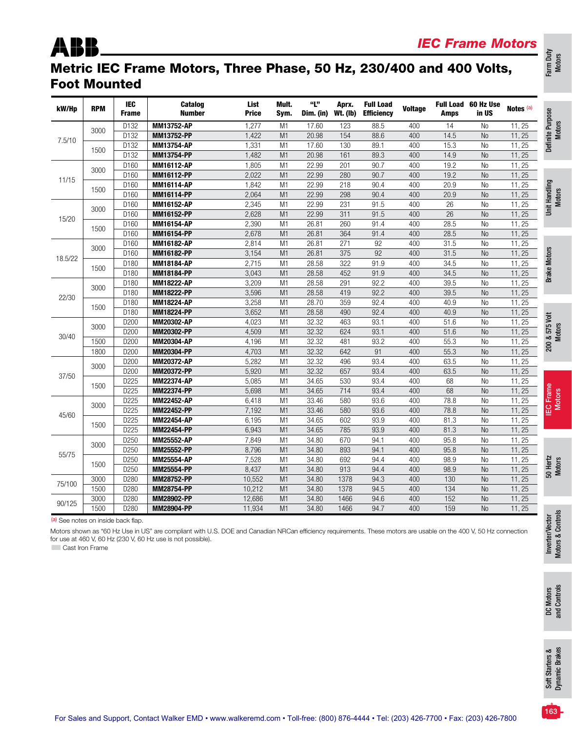# IEC Frame Motors

## Metric IEC Frame Motors, Three Phase, 50 Hz, 230/400 and 400 Volts, Foot Mounted

| kW/Hp | RPM | IEC Frame | Catalog Number | List Price | Mult. Sym. | "L" Dim. (in) | Aprx. Wt. (lb) | Full Load Efficiency | Voltage | Full Load Amps | 60 Hz Use in US | Notes [(a)] |
|---|---|---|---|---|---|---|---|---|---|---|---|---|
| 7.5/10 | 3000 | D132 | **MM13752-AP** | 1,277 | M1 | 17.60 | 123 | 88.5 | 400 | 14 | No | 11, 25 |
| | | D132 | **MM13752-PP** | 1,422 | M1 | 20.98 | 154 | 88.6 | 400 | 14.5 | No | 11, 25 |
| | 1500 | D132 | **MM13754-AP** | 1,331 | M1 | 17.60 | 130 | 89.1 | 400 | 15.3 | No | 11, 25 |
| | | D132 | **MM13754-PP** | 1,482 | M1 | 20.98 | 161 | 89.3 | 400 | 14.9 | No | 11, 25 |
| 11/15 | 3000 | D160 | **MM16112-AP** | 1,805 | M1 | 22.99 | 201 | 90.7 | 400 | 19.2 | No | 11, 25 |
| | | D160 | **MM16112-PP** | 2,022 | M1 | 22.99 | 280 | 90.7 | 400 | 19.2 | No | 11, 25 |
| | 1500 | D160 | **MM16114-AP** | 1,842 | M1 | 22.99 | 218 | 90.4 | 400 | 20.9 | No | 11, 25 |
| | | D160 | **MM16114-PP** | 2,064 | M1 | 22.99 | 298 | 90.4 | 400 | 20.9 | No | 11, 25 |
| 15/20 | 3000 | D160 | **MM16152-AP** | 2,345 | M1 | 22.99 | 231 | 91.5 | 400 | 26 | No | 11, 25 |
| | | D160 | **MM16152-PP** | 2,628 | M1 | 22.99 | 311 | 91.5 | 400 | 26 | No | 11, 25 |
| | 1500 | D160 | **MM16154-AP** | 2,390 | M1 | 26.81 | 260 | 91.4 | 400 | 28.5 | No | 11, 25 |
| | | D160 | **MM16154-PP** | 2,678 | M1 | 26.81 | 364 | 91.4 | 400 | 28.5 | No | 11, 25 |
| 18.5/22 | 3000 | D160 | **MM16182-AP** | 2,814 | M1 | 26.81 | 271 | 92 | 400 | 31.5 | No | 11, 25 |
| | | D160 | **MM16182-PP** | 3,154 | M1 | 26.81 | 375 | 92 | 400 | 31.5 | No | 11, 25 |
| | 1500 | D180 | **MM18184-AP** | 2,715 | M1 | 28.58 | 322 | 91.9 | 400 | 34.5 | No | 11, 25 |
| | | D180 | **MM18184-PP** | 3,043 | M1 | 28.58 | 452 | 91.9 | 400 | 34.5 | No | 11, 25 |
| 22/30 | 3000 | D180 | **MM18222-AP** | 3,209 | M1 | 28.58 | 291 | 92.2 | 400 | 39.5 | No | 11, 25 |
| | | D180 | **MM18222-PP** | 3,596 | M1 | 28.58 | 419 | 92.2 | 400 | 39.5 | No | 11, 25 |
| | 1500 | D180 | **MM18224-AP** | 3,258 | M1 | 28.70 | 359 | 92.4 | 400 | 40.9 | No | 11, 25 |
| | | D180 | **MM18224-PP** | 3,652 | M1 | 28.58 | 490 | 92.4 | 400 | 40.9 | No | 11, 25 |
| 30/40 | 3000 | D200 | **MM20302-AP** | 4,023 | M1 | 32.32 | 463 | 93.1 | 400 | 51.6 | No | 11, 25 |
| | | D200 | **MM20302-PP** | 4,509 | M1 | 32.32 | 624 | 93.1 | 400 | 51.6 | No | 11, 25 |
| | 1500 | D200 | **MM20304-AP** | 4,196 | M1 | 32.32 | 481 | 93.2 | 400 | 55.3 | No | 11, 25 |
| | 1800 | D200 | **MM20304-PP** | 4,703 | M1 | 32.32 | 642 | 91 | 400 | 55.3 | No | 11, 25 |
| 37/50 | 3000 | D200 | **MM20372-AP** | 5,282 | M1 | 32.32 | 496 | 93.4 | 400 | 63.5 | No | 11, 25 |
| | | D200 | **MM20372-PP** | 5,920 | M1 | 32.32 | 657 | 93.4 | 400 | 63.5 | No | 11, 25 |
| | 1500 | D225 | **MM22374-AP** | 5,085 | M1 | 34.65 | 530 | 93.4 | 400 | 68 | No | 11, 25 |
| | | D225 | **MM22374-PP** | 5,698 | M1 | 34.65 | 714 | 93.4 | 400 | 68 | No | 11, 25 |
| 45/60 | 3000 | D225 | **MM22452-AP** | 6,418 | M1 | 33.46 | 580 | 93.6 | 400 | 78.8 | No | 11, 25 |
| | | D225 | **MM22452-PP** | 7,192 | M1 | 33.46 | 580 | 93.6 | 400 | 78.8 | No | 11, 25 |
| | 1500 | D225 | **MM22454-AP** | 6,195 | M1 | 34.65 | 602 | 93.9 | 400 | 81.3 | No | 11, 25 |
| | | D225 | **MM22454-PP** | 6,943 | M1 | 34.65 | 785 | 93.9 | 400 | 81.3 | No | 11, 25 |
| 55/75 | 3000 | D250 | **MM25552-AP** | 7,849 | M1 | 34.80 | 670 | 94.1 | 400 | 95.8 | No | 11, 25 |
| | | D250 | **MM25552-PP** | 8,796 | M1 | 34.80 | 893 | 94.1 | 400 | 95.8 | No | 11, 25 |
| | 1500 | D250 | **MM25554-AP** | 7,528 | M1 | 34.80 | 692 | 94.4 | 400 | 98.9 | No | 11, 25 |
| | | D250 | **MM25554-PP** | 8,437 | M1 | 34.80 | 913 | 94.4 | 400 | 98.9 | No | 11, 25 |
| 75/100 | 3000 | D280 | **MM28752-PP** | 10,552 | M1 | 34.80 | 1378 | 94.3 | 400 | 130 | No | 11, 25 |
| | 1500 | D280 | **MM28754-PP** | 10,212 | M1 | 34.80 | 1378 | 94.5 | 400 | 134 | No | 11, 25 |
| 90/125 | 3000 | D280 | **MM28902-PP** | 12,686 | M1 | 34.80 | 1466 | 94.6 | 400 | 152 | No | 11, 25 |
| | 1500 | D280 | **MM28904-PP** | 11,934 | M1 | 34.80 | 1466 | 94.7 | 400 | 159 | No | 11, 25 |

[(a)] See notes on inside back flap.

Motors shown as "60 Hz Use in US" are compliant with U.S. DOE and Canadian NRCan efficiency requirements. These motors are usable on the 400 V, 50 Hz connection for use at 460 V, 60 Hz (230 V, 60 Hz use is not possible).

Cast Iron Frame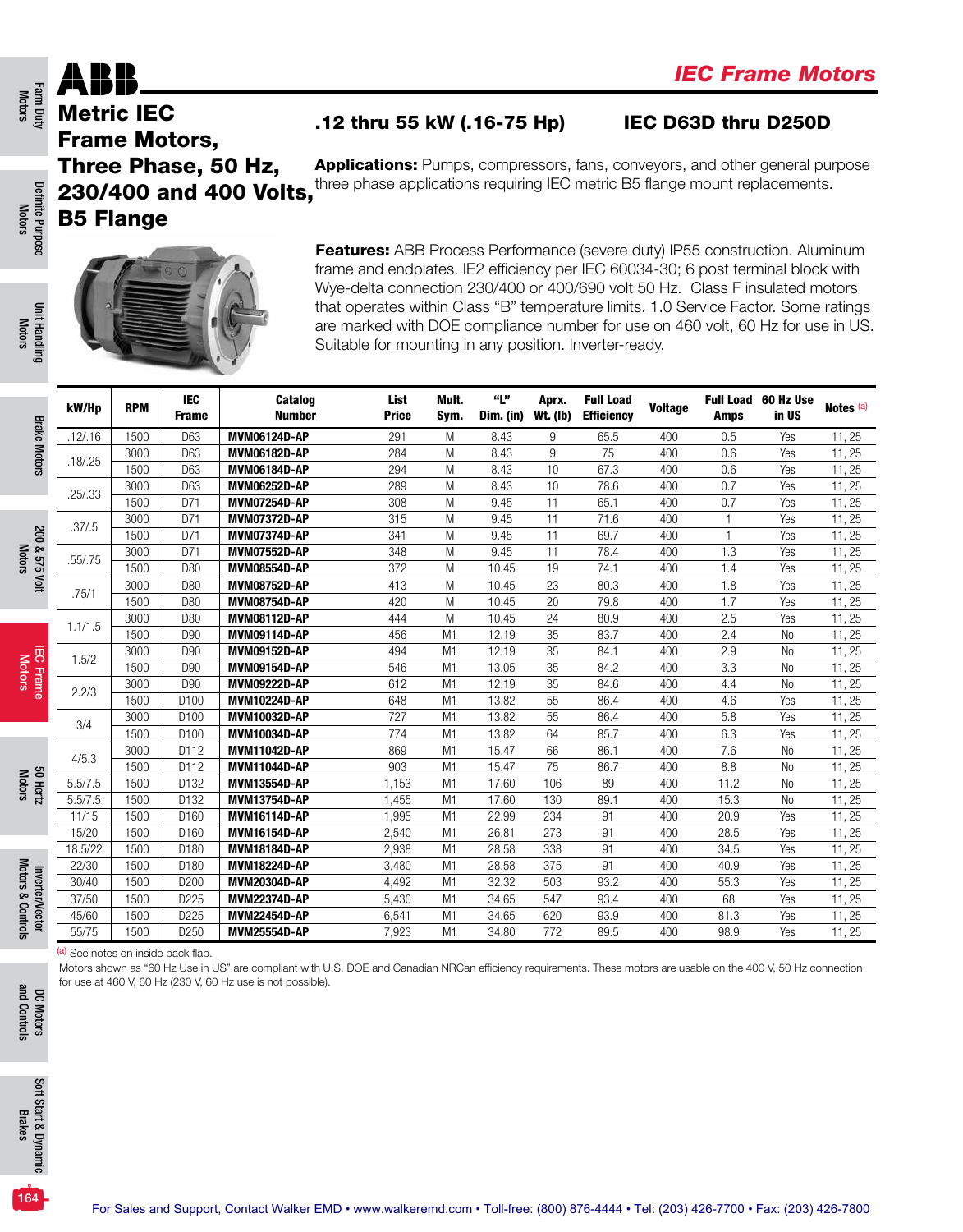# IEC Frame Motors

## Metric IEC Frame Motors, Three Phase, 50 Hz, 230/400 and 400 Volts, B5 Flange

### .12 thru 55 kW (.16-75 Hp)

### IEC D63D thru D250D

**Applications:** Pumps, compressors, fans, conveyors, and other general purpose three phase applications requiring IEC metric B5 flange mount replacements.

**Features:** ABB Process Performance (severe duty) IP55 construction. Aluminum frame and endplates. IE2 efficiency per IEC 60034-30; 6 post terminal block with Wye-delta connection 230/400 or 400/690 volt 50 Hz. Class F insulated motors that operates within Class "B" temperature limits. 1.0 Service Factor. Some ratings are marked with DOE compliance number for use on 460 volt, 60 Hz for use in US. Suitable for mounting in any position. Inverter-ready.

| kW/Hp | RPM | IEC Frame | Catalog Number | List Price | Mult. Sym. | "L" Dim. (in) | Aprx. Wt. (lb) | Full Load Efficiency | Voltage | Full Load Amps | 60 Hz Use in US | Notes [a] |
|---|---|---|---|---|---|---|---|---|---|---|---|---|
| .12/.16 | 1500 | D63 | **MVM06124D-AP** | 291 | M | 8.43 | 9 | 65.5 | 400 | 0.5 | Yes | 11, 25 |
| .18/.25 | 3000 | D63 | **MVM06182D-AP** | 284 | M | 8.43 | 9 | 75 | 400 | 0.6 | Yes | 11, 25 |
| | 1500 | D63 | **MVM06184D-AP** | 294 | M | 8.43 | 10 | 67.3 | 400 | 0.6 | Yes | 11, 25 |
| .25/.33 | 3000 | D63 | **MVM06252D-AP** | 289 | M | 8.43 | 10 | 78.6 | 400 | 0.7 | Yes | 11, 25 |
| | 1500 | D71 | **MVM07254D-AP** | 308 | M | 9.45 | 11 | 65.1 | 400 | 0.7 | Yes | 11, 25 |
| .37/.5 | 3000 | D71 | **MVM07372D-AP** | 315 | M | 9.45 | 11 | 71.6 | 400 | 1 | Yes | 11, 25 |
| | 1500 | D71 | **MVM07374D-AP** | 341 | M | 9.45 | 11 | 69.7 | 400 | 1 | Yes | 11, 25 |
| .55/.75 | 3000 | D71 | **MVM07552D-AP** | 348 | M | 9.45 | 11 | 78.4 | 400 | 1.3 | Yes | 11, 25 |
| | 1500 | D80 | **MVM08554D-AP** | 372 | M | 10.45 | 19 | 74.1 | 400 | 1.4 | Yes | 11, 25 |
| .75/1 | 3000 | D80 | **MVM08752D-AP** | 413 | M | 10.45 | 23 | 80.3 | 400 | 1.8 | Yes | 11, 25 |
| | 1500 | D80 | **MVM08754D-AP** | 420 | M | 10.45 | 20 | 79.8 | 400 | 1.7 | Yes | 11, 25 |
| 1.1/1.5 | 3000 | D80 | **MVM08112D-AP** | 444 | M | 10.45 | 24 | 80.9 | 400 | 2.5 | Yes | 11, 25 |
| | 1500 | D90 | **MVM09114D-AP** | 456 | M1 | 12.19 | 35 | 83.7 | 400 | 2.4 | No | 11, 25 |
| 1.5/2 | 3000 | D90 | **MVM09152D-AP** | 494 | M1 | 12.19 | 35 | 84.1 | 400 | 2.9 | No | 11, 25 |
| | 1500 | D90 | **MVM09154D-AP** | 546 | M1 | 13.05 | 35 | 84.2 | 400 | 3.3 | No | 11, 25 |
| 2.2/3 | 3000 | D90 | **MVM09222D-AP** | 612 | M1 | 12.19 | 35 | 84.6 | 400 | 4.4 | No | 11, 25 |
| | 1500 | D100 | **MVM10224D-AP** | 648 | M1 | 13.82 | 55 | 86.4 | 400 | 4.6 | Yes | 11, 25 |
| 3/4 | 3000 | D100 | **MVM10032D-AP** | 727 | M1 | 13.82 | 55 | 86.4 | 400 | 5.8 | Yes | 11, 25 |
| | 1500 | D100 | **MVM10034D-AP** | 774 | M1 | 13.82 | 64 | 85.7 | 400 | 6.3 | Yes | 11, 25 |
| 4/5.3 | 3000 | D112 | **MVM11042D-AP** | 869 | M1 | 15.47 | 66 | 86.1 | 400 | 7.6 | No | 11, 25 |
| | 1500 | D112 | **MVM11044D-AP** | 903 | M1 | 15.47 | 75 | 86.7 | 400 | 8.8 | No | 11, 25 |
| 5.5/7.5 | 1500 | D132 | **MVM13554D-AP** | 1,153 | M1 | 17.60 | 106 | 89 | 400 | 11.2 | No | 11, 25 |
| 5.5/7.5 | 1500 | D132 | **MVM13754D-AP** | 1,455 | M1 | 17.60 | 130 | 89.1 | 400 | 15.3 | No | 11, 25 |
| 11/15 | 1500 | D160 | **MVM16114D-AP** | 1,995 | M1 | 22.99 | 234 | 91 | 400 | 20.9 | Yes | 11, 25 |
| 15/20 | 1500 | D160 | **MVM16154D-AP** | 2,540 | M1 | 26.81 | 273 | 91 | 400 | 28.5 | Yes | 11, 25 |
| 18.5/22 | 1500 | D180 | **MVM18184D-AP** | 2,938 | M1 | 28.58 | 338 | 91 | 400 | 34.5 | Yes | 11, 25 |
| 22/30 | 1500 | D180 | **MVM18224D-AP** | 3,480 | M1 | 28.58 | 375 | 91 | 400 | 40.9 | Yes | 11, 25 |
| 30/40 | 1500 | D200 | **MVM20304D-AP** | 4,492 | M1 | 32.32 | 503 | 93.2 | 400 | 55.3 | Yes | 11, 25 |
| 37/50 | 1500 | D225 | **MVM22374D-AP** | 5,430 | M1 | 34.65 | 547 | 93.4 | 400 | 68 | Yes | 11, 25 |
| 45/60 | 1500 | D225 | **MVM22454D-AP** | 6,541 | M1 | 34.65 | 620 | 93.9 | 400 | 81.3 | Yes | 11, 25 |
| 55/75 | 1500 | D250 | **MVM25554D-AP** | 7,923 | M1 | 34.80 | 772 | 89.5 | 400 | 98.9 | Yes | 11, 25 |

[a] See notes on inside back flap.

Motors shown as "60 Hz Use in US" are compliant with U.S. DOE and Canadian NRCan efficiency requirements. These motors are usable on the 400 V, 50 Hz connection for use at 460 V, 60 Hz (230 V, 60 Hz use is not possible).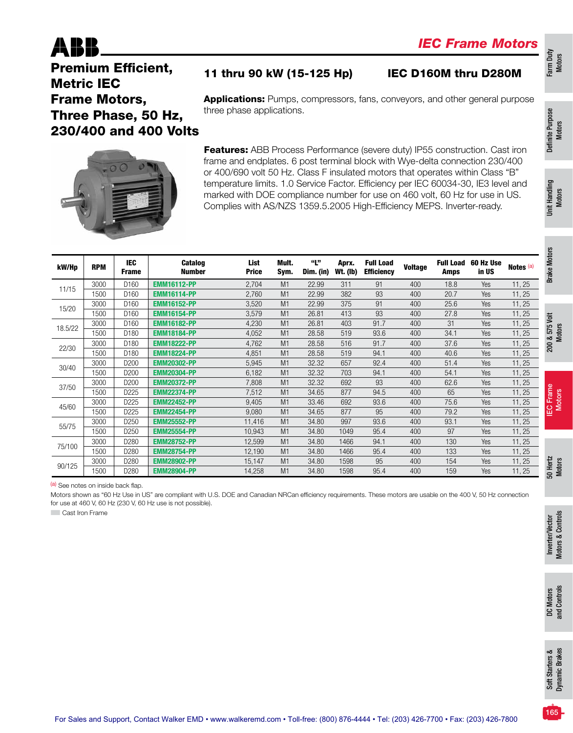# IEC Frame Motors

## Premium Efficient, Metric IEC Frame Motors, Three Phase, 50 Hz, 230/400 and 400 Volts

### 11 thru 90 kW (15-125 Hp) — IEC D160M thru D280M

**Applications:** Pumps, compressors, fans, conveyors, and other general purpose three phase applications.

**Features:** ABB Process Performance (severe duty) IP55 construction. Cast iron frame and endplates. 6 post terminal block with Wye-delta connection 230/400 or 400/690 volt 50 Hz. Class F insulated motors that operates within Class "B" temperature limits. 1.0 Service Factor. Efficiency per IEC 60034-30, IE3 level and marked with DOE compliance number for use on 460 volt, 60 Hz for use in US. Complies with AS/NZS 1359.5.2005 High-Efficiency MEPS. Inverter-ready.

| kW/Hp | RPM | IEC Frame | Catalog Number | List Price | Mult. Sym. | "L" Dim. (in) | Aprx. Wt. (lb) | Full Load Efficiency | Voltage | Full Load Amps | 60 Hz Use in US | Notes [(a)] |
|---|---|---|---|---|---|---|---|---|---|---|---|---|
| 11/15 | 3000 | D160 | EMM16112-PP | 2,704 | M1 | 22.99 | 311 | 91 | 400 | 18.8 | Yes | 11, 25 |
| | 1500 | D160 | EMM16114-PP | 2,760 | M1 | 22.99 | 382 | 93 | 400 | 20.7 | Yes | 11, 25 |
| 15/20 | 3000 | D160 | EMM16152-PP | 3,520 | M1 | 22.99 | 375 | 91 | 400 | 25.6 | Yes | 11, 25 |
| | 1500 | D160 | EMM16154-PP | 3,579 | M1 | 26.81 | 413 | 93 | 400 | 27.8 | Yes | 11, 25 |
| 18.5/22 | 3000 | D160 | EMM16182-PP | 4,230 | M1 | 26.81 | 403 | 91.7 | 400 | 31 | Yes | 11, 25 |
| | 1500 | D180 | EMM18184-PP | 4,052 | M1 | 28.58 | 519 | 93.6 | 400 | 34.1 | Yes | 11, 25 |
| 22/30 | 3000 | D180 | EMM18222-PP | 4,762 | M1 | 28.58 | 516 | 91.7 | 400 | 37.6 | Yes | 11, 25 |
| | 1500 | D180 | EMM18224-PP | 4,851 | M1 | 28.58 | 519 | 94.1 | 400 | 40.6 | Yes | 11, 25 |
| 30/40 | 3000 | D200 | EMM20302-PP | 5,945 | M1 | 32.32 | 657 | 92.4 | 400 | 51.4 | Yes | 11, 25 |
| | 1500 | D200 | EMM20304-PP | 6,182 | M1 | 32.32 | 703 | 94.1 | 400 | 54.1 | Yes | 11, 25 |
| 37/50 | 3000 | D200 | EMM20372-PP | 7,808 | M1 | 32.32 | 692 | 93 | 400 | 62.6 | Yes | 11, 25 |
| | 1500 | D225 | EMM22374-PP | 7,512 | M1 | 34.65 | 877 | 94.5 | 400 | 65 | Yes | 11, 25 |
| 45/60 | 3000 | D225 | EMM22452-PP | 9,405 | M1 | 33.46 | 692 | 93.6 | 400 | 75.6 | Yes | 11, 25 |
| | 1500 | D225 | EMM22454-PP | 9,080 | M1 | 34.65 | 877 | 95 | 400 | 79.2 | Yes | 11, 25 |
| 55/75 | 3000 | D250 | EMM25552-PP | 11,416 | M1 | 34.80 | 997 | 93.6 | 400 | 93.1 | Yes | 11, 25 |
| | 1500 | D250 | EMM25554-PP | 10,943 | M1 | 34.80 | 1049 | 95.4 | 400 | 97 | Yes | 11, 25 |
| 75/100 | 3000 | D280 | EMM28752-PP | 12,599 | M1 | 34.80 | 1466 | 94.1 | 400 | 130 | Yes | 11, 25 |
| | 1500 | D280 | EMM28754-PP | 12,190 | M1 | 34.80 | 1466 | 95.4 | 400 | 133 | Yes | 11, 25 |
| 90/125 | 3000 | D280 | EMM28902-PP | 15,147 | M1 | 34.80 | 1598 | 95 | 400 | 154 | Yes | 11, 25 |
| | 1500 | D280 | EMM28904-PP | 14,258 | M1 | 34.80 | 1598 | 95.4 | 400 | 159 | Yes | 11, 25 |

[(a)] See notes on inside back flap.

Motors shown as "60 Hz Use in US" are compliant with U.S. DOE and Canadian NRCan efficiency requirements. These motors are usable on the 400 V, 50 Hz connection for use at 460 V, 60 Hz (230 V, 60 Hz use is not possible).

Cast Iron Frame

For Sales and Support, Contact Walker EMD • www.walkeremd.com • Toll-free: (800) 876-4444 • Tel: (203) 426-7700 • Fax: (203) 426-7800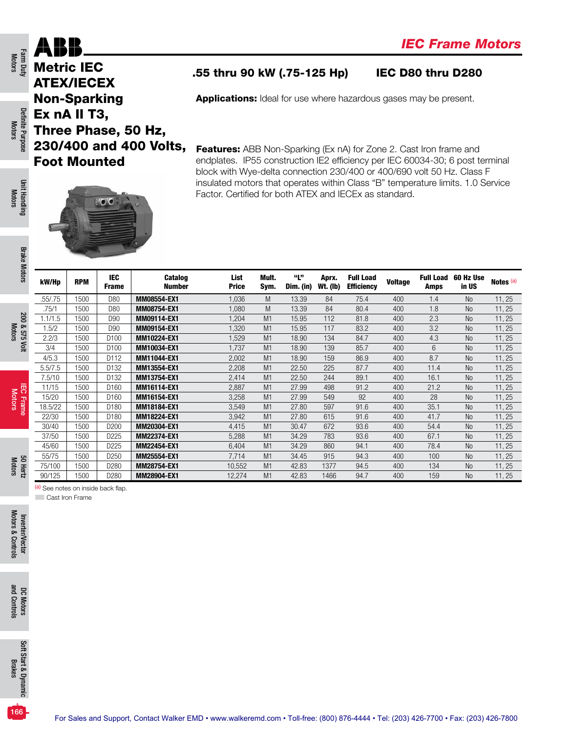# Metric IEC ATEX/IECEX Non-Sparking Ex nA II T3, Three Phase, 50 Hz, 230/400 and 400 Volts, Foot Mounted

**.55 thru 90 kW (.75-125 Hp)** **IEC D80 thru D280**

**Applications:** Ideal for use where hazardous gases may be present.

**Features:** ABB Non-Sparking (Ex nA) for Zone 2. Cast Iron frame and endplates. IP55 construction IE2 efficiency per IEC 60034-30; 6 post terminal block with Wye-delta connection 230/400 or 400/690 volt 50 Hz. Class F insulated motors that operates within Class "B" temperature limits. 1.0 Service Factor. Certified for both ATEX and IECEx as standard.

| kW/Hp | RPM | IEC Frame | Catalog Number | List Price | Mult. Sym. | "L" Dim. (in) | Aprx. Wt. (lb) | Full Load Efficiency | Voltage | Full Load Amps | 60 Hz Use in US | Notes [a] |
|---|---|---|---|---|---|---|---|---|---|---|---|---|
| .55/.75 | 1500 | D80 | **MM08554-EX1** | 1,036 | M | 13.39 | 84 | 75.4 | 400 | 1.4 | No | 11, 25 |
| .75/1 | 1500 | D80 | **MM08754-EX1** | 1,080 | M | 13.39 | 84 | 80.4 | 400 | 1.8 | No | 11, 25 |
| 1.1/1.5 | 1500 | D90 | **MM09114-EX1** | 1,204 | M1 | 15.95 | 112 | 81.8 | 400 | 2.3 | No | 11, 25 |
| 1.5/2 | 1500 | D90 | **MM09154-EX1** | 1,320 | M1 | 15.95 | 117 | 83.2 | 400 | 3.2 | No | 11, 25 |
| 2.2/3 | 1500 | D100 | **MM10224-EX1** | 1,529 | M1 | 18.90 | 134 | 84.7 | 400 | 4.3 | No | 11, 25 |
| 3/4 | 1500 | D100 | **MM10034-EX1** | 1,737 | M1 | 18.90 | 139 | 85.7 | 400 | 6 | No | 11, 25 |
| 4/5.3 | 1500 | D112 | **MM11044-EX1** | 2,002 | M1 | 18.90 | 159 | 86.9 | 400 | 8.7 | No | 11, 25 |
| 5.5/7.5 | 1500 | D132 | **MM13554-EX1** | 2,208 | M1 | 22.50 | 225 | 87.7 | 400 | 11.4 | No | 11, 25 |
| 7.5/10 | 1500 | D132 | **MM13754-EX1** | 2,414 | M1 | 22.50 | 244 | 89.1 | 400 | 16.1 | No | 11, 25 |
| 11/15 | 1500 | D160 | **MM16114-EX1** | 2,887 | M1 | 27.99 | 498 | 91.2 | 400 | 21.2 | No | 11, 25 |
| 15/20 | 1500 | D160 | **MM16154-EX1** | 3,258 | M1 | 27.99 | 549 | 92 | 400 | 28 | No | 11, 25 |
| 18.5/22 | 1500 | D180 | **MM18184-EX1** | 3,549 | M1 | 27.80 | 597 | 91.6 | 400 | 35.1 | No | 11, 25 |
| 22/30 | 1500 | D180 | **MM18224-EX1** | 3,942 | M1 | 27.80 | 615 | 91.6 | 400 | 41.7 | No | 11, 25 |
| 30/40 | 1500 | D200 | **MM20304-EX1** | 4,415 | M1 | 30.47 | 672 | 93.6 | 400 | 54.4 | No | 11, 25 |
| 37/50 | 1500 | D225 | **MM22374-EX1** | 5,288 | M1 | 34.29 | 783 | 93.6 | 400 | 67.1 | No | 11, 25 |
| 45/60 | 1500 | D225 | **MM22454-EX1** | 6,404 | M1 | 34.29 | 860 | 94.1 | 400 | 78.4 | No | 11, 25 |
| 55/75 | 1500 | D250 | **MM25554-EX1** | 7,714 | M1 | 34.45 | 915 | 94.3 | 400 | 100 | No | 11, 25 |
| 75/100 | 1500 | D280 | **MM28754-EX1** | 10,552 | M1 | 42.83 | 1377 | 94.5 | 400 | 134 | No | 11, 25 |
| 90/125 | 1500 | D280 | **MM28904-EX1** | 12,274 | M1 | 42.83 | 1466 | 94.7 | 400 | 159 | No | 11, 25 |

[a] See notes on inside back flap.

Cast Iron Frame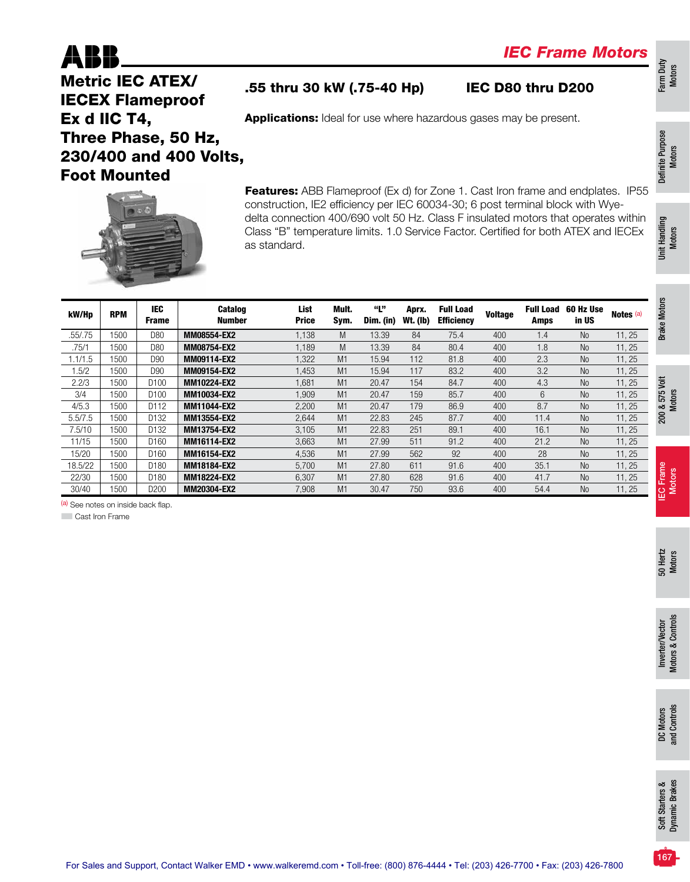# IEC Frame Motors

## Metric IEC ATEX/ IECEX Flameproof Ex d IIC T4, Three Phase, 50 Hz, 230/400 and 400 Volts, Foot Mounted

**.55 thru 30 kW (.75-40 Hp)** **IEC D80 thru D200**

**Applications:** Ideal for use where hazardous gases may be present.

**Features:** ABB Flameproof (Ex d) for Zone 1. Cast Iron frame and endplates. IP55 construction, IE2 efficiency per IEC 60034-30; 6 post terminal block with Wye-delta connection 400/690 volt 50 Hz. Class F insulated motors that operates within Class "B" temperature limits. 1.0 Service Factor. Certified for both ATEX and IECEx as standard.

| kW/Hp | RPM | IEC Frame | Catalog Number | List Price | Mult. Sym. | "L" Dim. (in) | Aprx. Wt. (lb) | Full Load Efficiency | Voltage | Full Load Amps | 60 Hz Use in US | Notes (a) |
|---|---|---|---|---|---|---|---|---|---|---|---|---|
| .55/.75 | 1500 | D80 | **MM08554-EX2** | 1,138 | M | 13.39 | 84 | 75.4 | 400 | 1.4 | No | 11, 25 |
| .75/1 | 1500 | D80 | **MM08754-EX2** | 1,189 | M | 13.39 | 84 | 80.4 | 400 | 1.8 | No | 11, 25 |
| 1.1/1.5 | 1500 | D90 | **MM09114-EX2** | 1,322 | M1 | 15.94 | 112 | 81.8 | 400 | 2.3 | No | 11, 25 |
| 1.5/2 | 1500 | D90 | **MM09154-EX2** | 1,453 | M1 | 15.94 | 117 | 83.2 | 400 | 3.2 | No | 11, 25 |
| 2.2/3 | 1500 | D100 | **MM10224-EX2** | 1,681 | M1 | 20.47 | 154 | 84.7 | 400 | 4.3 | No | 11, 25 |
| 3/4 | 1500 | D100 | **MM10034-EX2** | 1,909 | M1 | 20.47 | 159 | 85.7 | 400 | 6 | No | 11, 25 |
| 4/5.3 | 1500 | D112 | **MM11044-EX2** | 2,200 | M1 | 20.47 | 179 | 86.9 | 400 | 8.7 | No | 11, 25 |
| 5.5/7.5 | 1500 | D132 | **MM13554-EX2** | 2,644 | M1 | 22.83 | 245 | 87.7 | 400 | 11.4 | No | 11, 25 |
| 7.5/10 | 1500 | D132 | **MM13754-EX2** | 3,105 | M1 | 22.83 | 251 | 89.1 | 400 | 16.1 | No | 11, 25 |
| 11/15 | 1500 | D160 | **MM16114-EX2** | 3,663 | M1 | 27.99 | 511 | 91.2 | 400 | 21.2 | No | 11, 25 |
| 15/20 | 1500 | D160 | **MM16154-EX2** | 4,536 | M1 | 27.99 | 562 | 92 | 400 | 28 | No | 11, 25 |
| 18.5/22 | 1500 | D180 | **MM18184-EX2** | 5,700 | M1 | 27.80 | 611 | 91.6 | 400 | 35.1 | No | 11, 25 |
| 22/30 | 1500 | D180 | **MM18224-EX2** | 6,307 | M1 | 27.80 | 628 | 91.6 | 400 | 41.7 | No | 11, 25 |
| 30/40 | 1500 | D200 | **MM20304-EX2** | 7,908 | M1 | 30.47 | 750 | 93.6 | 400 | 54.4 | No | 11, 25 |

(a) See notes on inside back flap.

Cast Iron Frame

For Sales and Support, Contact Walker EMD • www.walkeremd.com • Toll-free: (800) 876-4444 • Tel: (203) 426-7700 • Fax: (203) 426-7800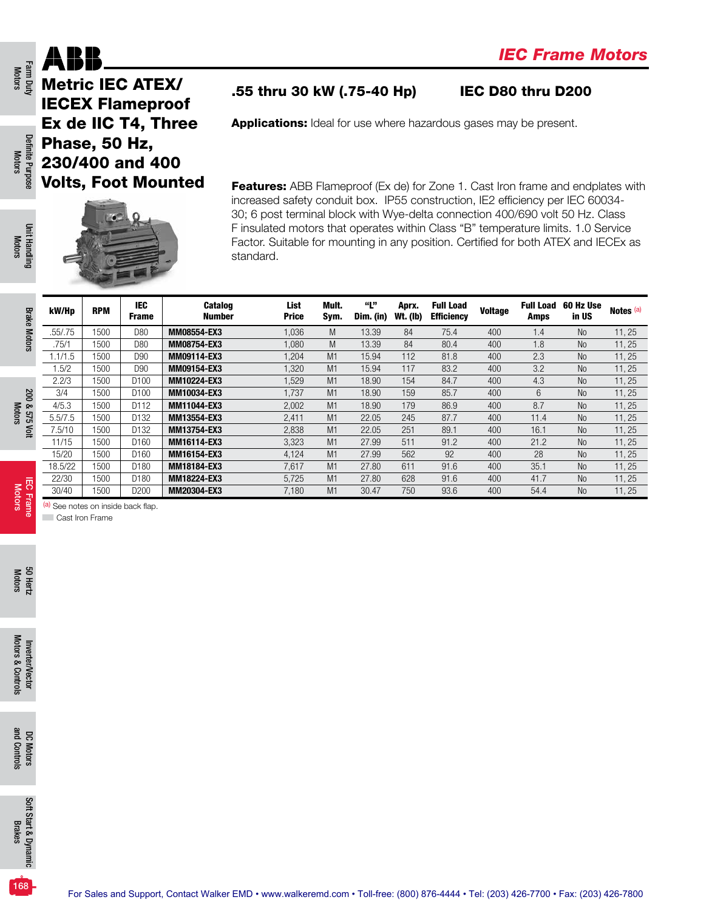# IEC Frame Motors

## Metric IEC ATEX/ IECEX Flameproof Ex de IIC T4, Three Phase, 50 Hz, 230/400 and 400 Volts, Foot Mounted

**.55 thru 30 kW (.75-40 Hp)** **IEC D80 thru D200**

**Applications:** Ideal for use where hazardous gases may be present.

**Features:** ABB Flameproof (Ex de) for Zone 1. Cast Iron frame and endplates with increased safety conduit box. IP55 construction, IE2 efficiency per IEC 60034-30; 6 post terminal block with Wye-delta connection 400/690 volt 50 Hz. Class F insulated motors that operates within Class "B" temperature limits. 1.0 Service Factor. Suitable for mounting in any position. Certified for both ATEX and IECEx as standard.

| kW/Hp | RPM | IEC Frame | Catalog Number | List Price | Mult. Sym. | "L" Dim. (in) | Aprx. Wt. (lb) | Full Load Efficiency | Voltage | Full Load Amps | 60 Hz Use in US | Notes [a] |
|---|---|---|---|---|---|---|---|---|---|---|---|---|
| .55/.75 | 1500 | D80 | **MM08554-EX3** | 1,036 | M | 13.39 | 84 | 75.4 | 400 | 1.4 | No | 11, 25 |
| .75/1 | 1500 | D80 | **MM08754-EX3** | 1,080 | M | 13.39 | 84 | 80.4 | 400 | 1.8 | No | 11, 25 |
| 1.1/1.5 | 1500 | D90 | **MM09114-EX3** | 1,204 | M1 | 15.94 | 112 | 81.8 | 400 | 2.3 | No | 11, 25 |
| 1.5/2 | 1500 | D90 | **MM09154-EX3** | 1,320 | M1 | 15.94 | 117 | 83.2 | 400 | 3.2 | No | 11, 25 |
| 2.2/3 | 1500 | D100 | **MM10224-EX3** | 1,529 | M1 | 18.90 | 154 | 84.7 | 400 | 4.3 | No | 11, 25 |
| 3/4 | 1500 | D100 | **MM10034-EX3** | 1,737 | M1 | 18.90 | 159 | 85.7 | 400 | 6 | No | 11, 25 |
| 4/5.3 | 1500 | D112 | **MM11044-EX3** | 2,002 | M1 | 18.90 | 179 | 86.9 | 400 | 8.7 | No | 11, 25 |
| 5.5/7.5 | 1500 | D132 | **MM13554-EX3** | 2,411 | M1 | 22.05 | 245 | 87.7 | 400 | 11.4 | No | 11, 25 |
| 7.5/10 | 1500 | D132 | **MM13754-EX3** | 2,838 | M1 | 22.05 | 251 | 89.1 | 400 | 16.1 | No | 11, 25 |
| 11/15 | 1500 | D160 | **MM16114-EX3** | 3,323 | M1 | 27.99 | 511 | 91.2 | 400 | 21.2 | No | 11, 25 |
| 15/20 | 1500 | D160 | **MM16154-EX3** | 4,124 | M1 | 27.99 | 562 | 92 | 400 | 28 | No | 11, 25 |
| 18.5/22 | 1500 | D180 | **MM18184-EX3** | 7,617 | M1 | 27.80 | 611 | 91.6 | 400 | 35.1 | No | 11, 25 |
| 22/30 | 1500 | D180 | **MM18224-EX3** | 5,725 | M1 | 27.80 | 628 | 91.6 | 400 | 41.7 | No | 11, 25 |
| 30/40 | 1500 | D200 | **MM20304-EX3** | 7,180 | M1 | 30.47 | 750 | 93.6 | 400 | 54.4 | No | 11, 25 |

[a] See notes on inside back flap.

Cast Iron Frame

For Sales and Support, Contact Walker EMD • www.walkeremd.com • Toll-free: (800) 876-4444 • Tel: (203) 426-7700 • Fax: (203) 426-7800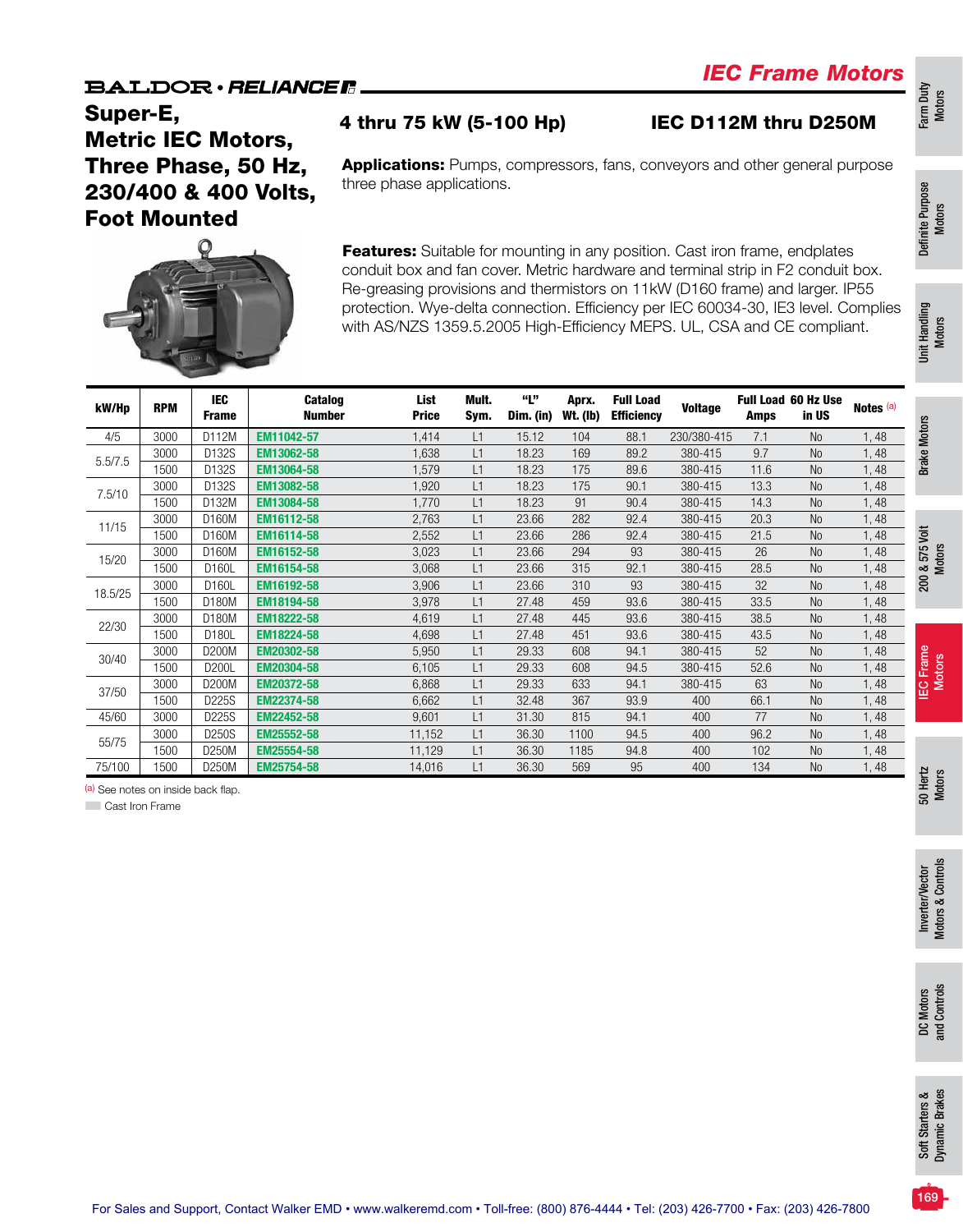**BALDOR • RELIANCE**

## IEC Frame Motors

# Super-E, Metric IEC Motors, Three Phase, 50 Hz, 230/400 & 400 Volts, Foot Mounted

### 4 thru 75 kW (5-100 Hp)

### IEC D112M thru D250M

**Applications:** Pumps, compressors, fans, conveyors and other general purpose three phase applications.

**Features:** Suitable for mounting in any position. Cast iron frame, endplates conduit box and fan cover. Metric hardware and terminal strip in F2 conduit box. Re-greasing provisions and thermistors on 11kW (D160 frame) and larger. IP55 protection. Wye-delta connection. Efficiency per IEC 60034-30, IE3 level. Complies with AS/NZS 1359.5.2005 High-Efficiency MEPS. UL, CSA and CE compliant.

| kW/Hp | RPM | IEC Frame | Catalog Number | List Price | Mult. Sym. | "L" Dim. (in) | Aprx. Wt. (lb) | Full Load Efficiency | Voltage | Full Load Amps | 60 Hz Use in US | Notes [a] |
|---|---|---|---|---|---|---|---|---|---|---|---|---|
| 4/5 | 3000 | D112M | EM11042-57 | 1,414 | L1 | 15.12 | 104 | 88.1 | 230/380-415 | 7.1 | No | 1, 48 |
| 5.5/7.5 | 3000 | D132S | EM13062-58 | 1,638 | L1 | 18.23 | 169 | 89.2 | 380-415 | 9.7 | No | 1, 48 |
| | 1500 | D132S | EM13064-58 | 1,579 | L1 | 18.23 | 175 | 89.6 | 380-415 | 11.6 | No | 1, 48 |
| 7.5/10 | 3000 | D132S | EM13082-58 | 1,920 | L1 | 18.23 | 175 | 90.1 | 380-415 | 13.3 | No | 1, 48 |
| | 1500 | D132M | EM13084-58 | 1,770 | L1 | 18.23 | 91 | 90.4 | 380-415 | 14.3 | No | 1, 48 |
| 11/15 | 3000 | D160M | EM16112-58 | 2,763 | L1 | 23.66 | 282 | 92.4 | 380-415 | 20.3 | No | 1, 48 |
| | 1500 | D160M | EM16114-58 | 2,552 | L1 | 23.66 | 286 | 92.4 | 380-415 | 21.5 | No | 1, 48 |
| 15/20 | 3000 | D160M | EM16152-58 | 3,023 | L1 | 23.66 | 294 | 93 | 380-415 | 26 | No | 1, 48 |
| | 1500 | D160L | EM16154-58 | 3,068 | L1 | 23.66 | 315 | 92.1 | 380-415 | 28.5 | No | 1, 48 |
| 18.5/25 | 3000 | D160L | EM16192-58 | 3,906 | L1 | 23.66 | 310 | 93 | 380-415 | 32 | No | 1, 48 |
| | 1500 | D180M | EM18194-58 | 3,978 | L1 | 27.48 | 459 | 93.6 | 380-415 | 33.5 | No | 1, 48 |
| 22/30 | 3000 | D180M | EM18222-58 | 4,619 | L1 | 27.48 | 445 | 93.6 | 380-415 | 38.5 | No | 1, 48 |
| | 1500 | D180L | EM18224-58 | 4,698 | L1 | 27.48 | 451 | 93.6 | 380-415 | 43.5 | No | 1, 48 |
| 30/40 | 3000 | D200M | EM20302-58 | 5,950 | L1 | 29.33 | 608 | 94.1 | 380-415 | 52 | No | 1, 48 |
| | 1500 | D200L | EM20304-58 | 6,105 | L1 | 29.33 | 608 | 94.5 | 380-415 | 52.6 | No | 1, 48 |
| 37/50 | 3000 | D200M | EM20372-58 | 6,868 | L1 | 29.33 | 633 | 94.1 | 380-415 | 63 | No | 1, 48 |
| | 1500 | D225S | EM22374-58 | 6,662 | L1 | 32.48 | 367 | 93.9 | 400 | 66.1 | No | 1, 48 |
| 45/60 | 3000 | D225S | EM22452-58 | 9,601 | L1 | 31.30 | 815 | 94.1 | 400 | 77 | No | 1, 48 |
| 55/75 | 3000 | D250S | EM25552-58 | 11,152 | L1 | 36.30 | 1100 | 94.5 | 400 | 96.2 | No | 1, 48 |
| | 1500 | D250M | EM25554-58 | 11,129 | L1 | 36.30 | 1185 | 94.8 | 400 | 102 | No | 1, 48 |
| 75/100 | 1500 | D250M | EM25754-58 | 14,016 | L1 | 36.30 | 569 | 95 | 400 | 134 | No | 1, 48 |

[a] See notes on inside back flap.

Cast Iron Frame

For Sales and Support, Contact Walker EMD • www.walkeremd.com • Toll-free: (800) 876-4444 • Tel: (203) 426-7700 • Fax: (203) 426-7800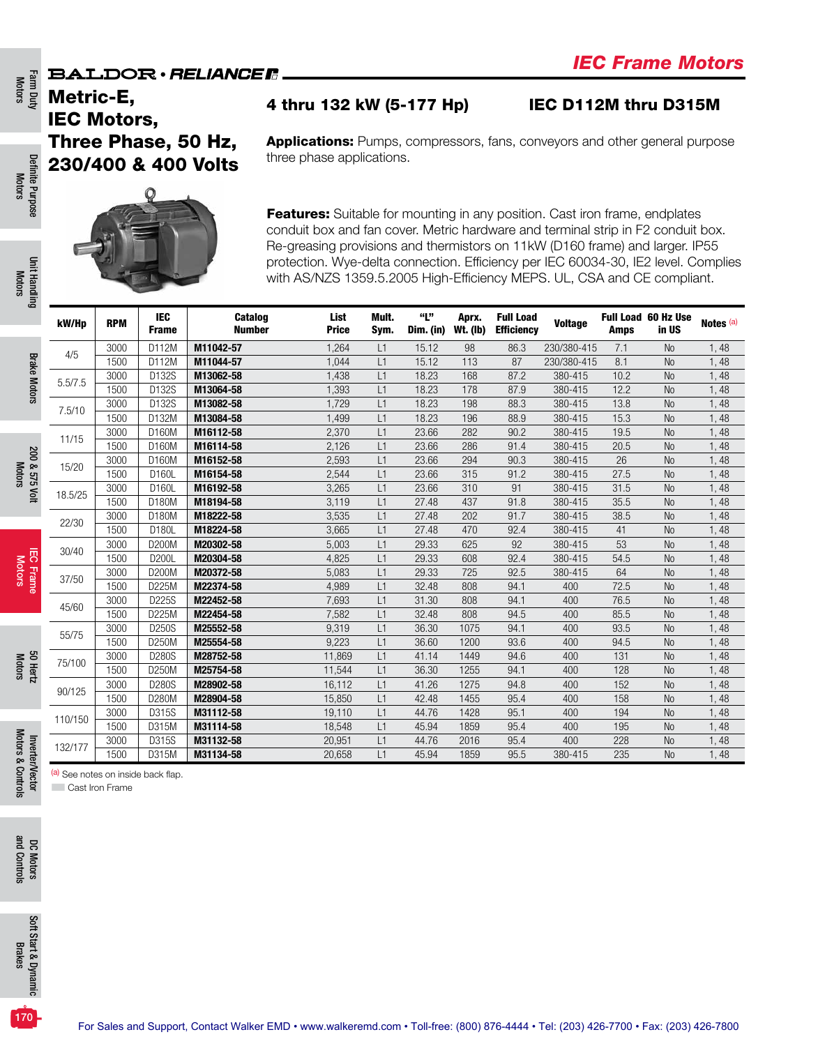# IEC Frame Motors

BALDOR • RELIANCE

## Metric-E, IEC Motors, Three Phase, 50 Hz, 230/400 & 400 Volts

### 4 thru 132 kW (5-177 Hp) IEC D112M thru D315M

**Applications:** Pumps, compressors, fans, conveyors and other general purpose three phase applications.

**Features:** Suitable for mounting in any position. Cast iron frame, endplates conduit box and fan cover. Metric hardware and terminal strip in F2 conduit box. Re-greasing provisions and thermistors on 11kW (D160 frame) and larger. IP55 protection. Wye-delta connection. Efficiency per IEC 60034-30, IE2 level. Complies with AS/NZS 1359.5.2005 High-Efficiency MEPS. UL, CSA and CE compliant.

| kW/Hp | RPM | IEC Frame | Catalog Number | List Price | Mult. Sym. | "L" Dim. (in) | Aprx. Wt. (lb) | Full Load Efficiency | Voltage | Full Load Amps | 60 Hz Use in US | Notes [a] |
|---|---|---|---|---|---|---|---|---|---|---|---|---|
| 4/5 | 3000 | D112M | **M11042-57** | 1,264 | L1 | 15.12 | 98 | 86.3 | 230/380-415 | 7.1 | No | 1, 48 |
| | 1500 | D112M | **M11044-57** | 1,044 | L1 | 15.12 | 113 | 87 | 230/380-415 | 8.1 | No | 1, 48 |
| 5.5/7.5 | 3000 | D132S | **M13062-58** | 1,438 | L1 | 18.23 | 168 | 87.2 | 380-415 | 10.2 | No | 1, 48 |
| | 1500 | D132S | **M13064-58** | 1,393 | L1 | 18.23 | 178 | 87.9 | 380-415 | 12.2 | No | 1, 48 |
| 7.5/10 | 3000 | D132S | **M13082-58** | 1,729 | L1 | 18.23 | 198 | 88.3 | 380-415 | 13.8 | No | 1, 48 |
| | 1500 | D132M | **M13084-58** | 1,499 | L1 | 18.23 | 196 | 88.9 | 380-415 | 15.3 | No | 1, 48 |
| 11/15 | 3000 | D160M | **M16112-58** | 2,370 | L1 | 23.66 | 282 | 90.2 | 380-415 | 19.5 | No | 1, 48 |
| | 1500 | D160M | **M16114-58** | 2,126 | L1 | 23.66 | 286 | 91.4 | 380-415 | 20.5 | No | 1, 48 |
| 15/20 | 3000 | D160M | **M16152-58** | 2,593 | L1 | 23.66 | 294 | 90.3 | 380-415 | 26 | No | 1, 48 |
| | 1500 | D160L | **M16154-58** | 2,544 | L1 | 23.66 | 315 | 91.2 | 380-415 | 27.5 | No | 1, 48 |
| 18.5/25 | 3000 | D160L | **M16192-58** | 3,265 | L1 | 23.66 | 310 | 91 | 380-415 | 31.5 | No | 1, 48 |
| | 1500 | D180M | **M18194-58** | 3,119 | L1 | 27.48 | 437 | 91.8 | 380-415 | 35.5 | No | 1, 48 |
| 22/30 | 3000 | D180M | **M18222-58** | 3,535 | L1 | 27.48 | 202 | 91.7 | 380-415 | 38.5 | No | 1, 48 |
| | 1500 | D180L | **M18224-58** | 3,665 | L1 | 27.48 | 470 | 92.4 | 380-415 | 41 | No | 1, 48 |
| 30/40 | 3000 | D200M | **M20302-58** | 5,003 | L1 | 29.33 | 625 | 92 | 380-415 | 53 | No | 1, 48 |
| | 1500 | D200L | **M20304-58** | 4,825 | L1 | 29.33 | 608 | 92.4 | 380-415 | 54.5 | No | 1, 48 |
| 37/50 | 3000 | D200M | **M20372-58** | 5,083 | L1 | 29.33 | 725 | 92.5 | 380-415 | 64 | No | 1, 48 |
| | 1500 | D225M | **M22374-58** | 4,989 | L1 | 32.48 | 808 | 94.1 | 400 | 72.5 | No | 1, 48 |
| 45/60 | 3000 | D225S | **M22452-58** | 7,693 | L1 | 31.30 | 808 | 94.1 | 400 | 76.5 | No | 1, 48 |
| | 1500 | D225M | **M22454-58** | 7,582 | L1 | 32.48 | 808 | 94.5 | 400 | 85.5 | No | 1, 48 |
| 55/75 | 3000 | D250S | **M25552-58** | 9,319 | L1 | 36.30 | 1075 | 94.1 | 400 | 93.5 | No | 1, 48 |
| | 1500 | D250M | **M25554-58** | 9,223 | L1 | 36.60 | 1200 | 93.6 | 400 | 94.5 | No | 1, 48 |
| 75/100 | 3000 | D280S | **M28752-58** | 11,869 | L1 | 41.14 | 1449 | 94.6 | 400 | 131 | No | 1, 48 |
| | 1500 | D250M | **M25754-58** | 11,544 | L1 | 36.30 | 1255 | 94.1 | 400 | 128 | No | 1, 48 |
| 90/125 | 3000 | D280S | **M28902-58** | 16,112 | L1 | 41.26 | 1275 | 94.8 | 400 | 152 | No | 1, 48 |
| | 1500 | D280M | **M28904-58** | 15,850 | L1 | 42.48 | 1455 | 95.4 | 400 | 158 | No | 1, 48 |
| 110/150 | 3000 | D315S | **M31112-58** | 19,110 | L1 | 44.76 | 1428 | 95.1 | 400 | 194 | No | 1, 48 |
| | 1500 | D315M | **M31114-58** | 18,548 | L1 | 45.94 | 1859 | 95.4 | 400 | 195 | No | 1, 48 |
| 132/177 | 3000 | D315S | **M31132-58** | 20,951 | L1 | 44.76 | 2016 | 95.4 | 400 | 228 | No | 1, 48 |
| | 1500 | D315M | **M31134-58** | 20,658 | L1 | 45.94 | 1859 | 95.5 | 380-415 | 235 | No | 1, 48 |

[a] See notes on inside back flap.

Cast Iron Frame

For Sales and Support, Contact Walker EMD • www.walkeremd.com • Toll-free: (800) 876-4444 • Tel: (203) 426-7700 • Fax: (203) 426-7800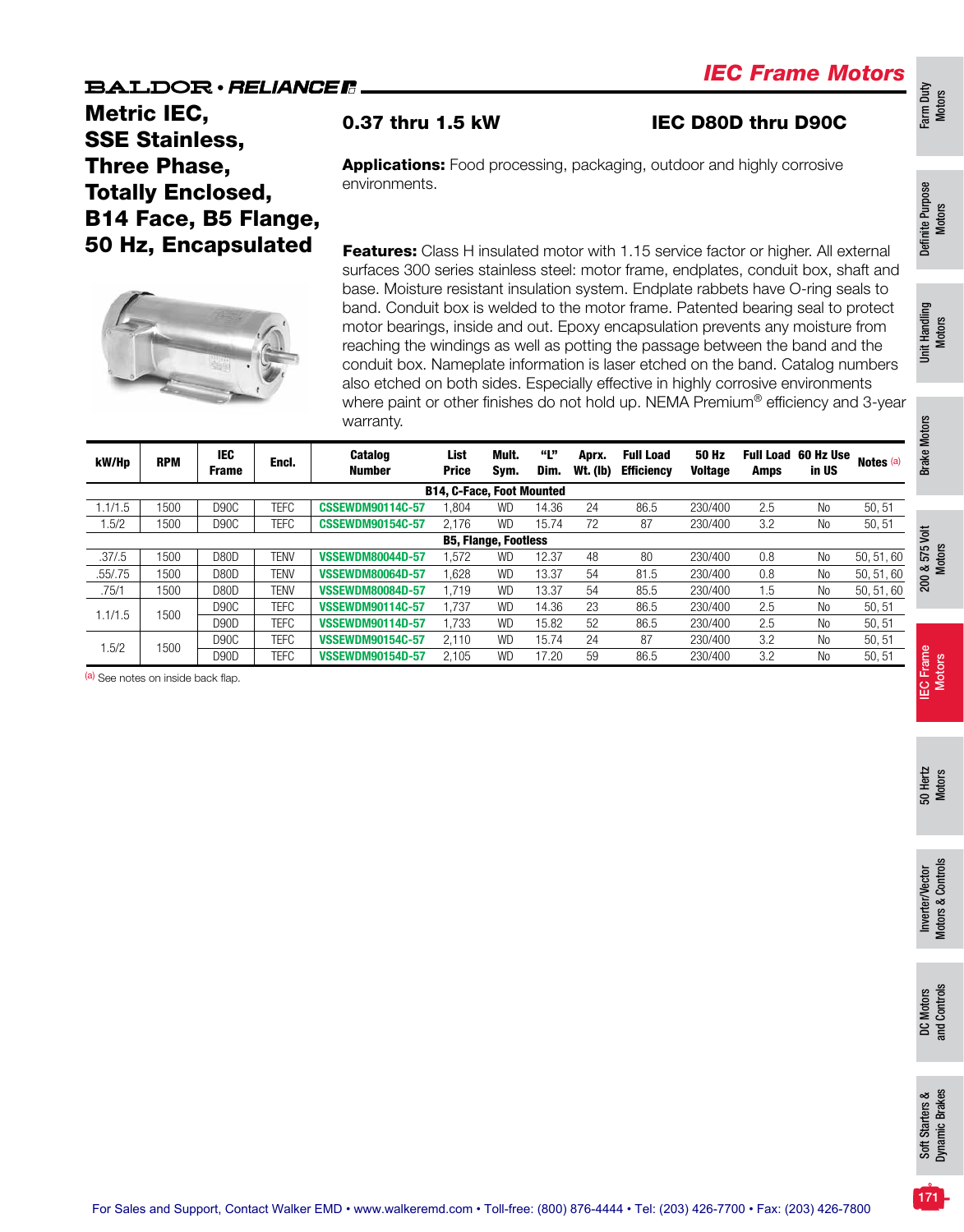BALDOR • RELIANCE

## IEC Frame Motors

# Metric IEC, SSE Stainless, Three Phase, Totally Enclosed, B14 Face, B5 Flange, 50 Hz, Encapsulated

### 0.37 thru 1.5 kW

### IEC D80D thru D90C

**Applications:** Food processing, packaging, outdoor and highly corrosive environments.

**Features:** Class H insulated motor with 1.15 service factor or higher. All external surfaces 300 series stainless steel: motor frame, endplates, conduit box, shaft and base. Moisture resistant insulation system. Endplate rabbets have O-ring seals to band. Conduit box is welded to the motor frame. Patented bearing seal to protect motor bearings, inside and out. Epoxy encapsulation prevents any moisture from reaching the windings as well as potting the passage between the band and the conduit box. Nameplate information is laser etched on the band. Catalog numbers also etched on both sides. Especially effective in highly corrosive environments where paint or other finishes do not hold up. NEMA Premium® efficiency and 3-year warranty.

| kW/Hp | RPM | IEC Frame | Encl. | Catalog Number | List Price | Mult. Sym. | "L" Dim. | Aprx. Wt. (lb) | Full Load Efficiency | 50 Hz Voltage | Full Load Amps | 60 Hz Use in US | Notes [a] |
|---|---|---|---|---|---|---|---|---|---|---|---|---|---|
| **B14, C-Face, Foot Mounted** | | | | | | | | | | | | | |
| 1.1/1.5 | 1500 | D90C | TEFC | CSSEWDM90114C-57 | 1,804 | WD | 14.36 | 24 | 86.5 | 230/400 | 2.5 | No | 50, 51 |
| 1.5/2 | 1500 | D90C | TEFC | CSSEWDM90154C-57 | 2,176 | WD | 15.74 | 72 | 87 | 230/400 | 3.2 | No | 50, 51 |
| **B5, Flange, Footless** | | | | | | | | | | | | | |
| .37/.5 | 1500 | D80D | TENV | VSSEWDM80044D-57 | 1,572 | WD | 12.37 | 48 | 80 | 230/400 | 0.8 | No | 50, 51, 60 |
| .55/.75 | 1500 | D80D | TENV | VSSEWDM80064D-57 | 1,628 | WD | 13.37 | 54 | 81.5 | 230/400 | 0.8 | No | 50, 51, 60 |
| .75/1 | 1500 | D80D | TENV | VSSEWDM80084D-57 | 1,719 | WD | 13.37 | 54 | 85.5 | 230/400 | 1.5 | No | 50, 51, 60 |
| 1.1/1.5 | 1500 | D90C | TEFC | VSSEWDM90114C-57 | 1,737 | WD | 14.36 | 23 | 86.5 | 230/400 | 2.5 | No | 50, 51 |
| | | D90D | TEFC | VSSEWDM90114D-57 | 1,733 | WD | 15.82 | 52 | 86.5 | 230/400 | 2.5 | No | 50, 51 |
| 1.5/2 | 1500 | D90C | TEFC | VSSEWDM90154C-57 | 2,110 | WD | 15.74 | 24 | 87 | 230/400 | 3.2 | No | 50, 51 |
| | | D90D | TEFC | VSSEWDM90154D-57 | 2,105 | WD | 17.20 | 59 | 86.5 | 230/400 | 3.2 | No | 50, 51 |

[a] See notes on inside back flap.

For Sales and Support, Contact Walker EMD • www.walkeremd.com • Toll-free: (800) 876-4444 • Tel: (203) 426-7700 • Fax: (203) 426-7800